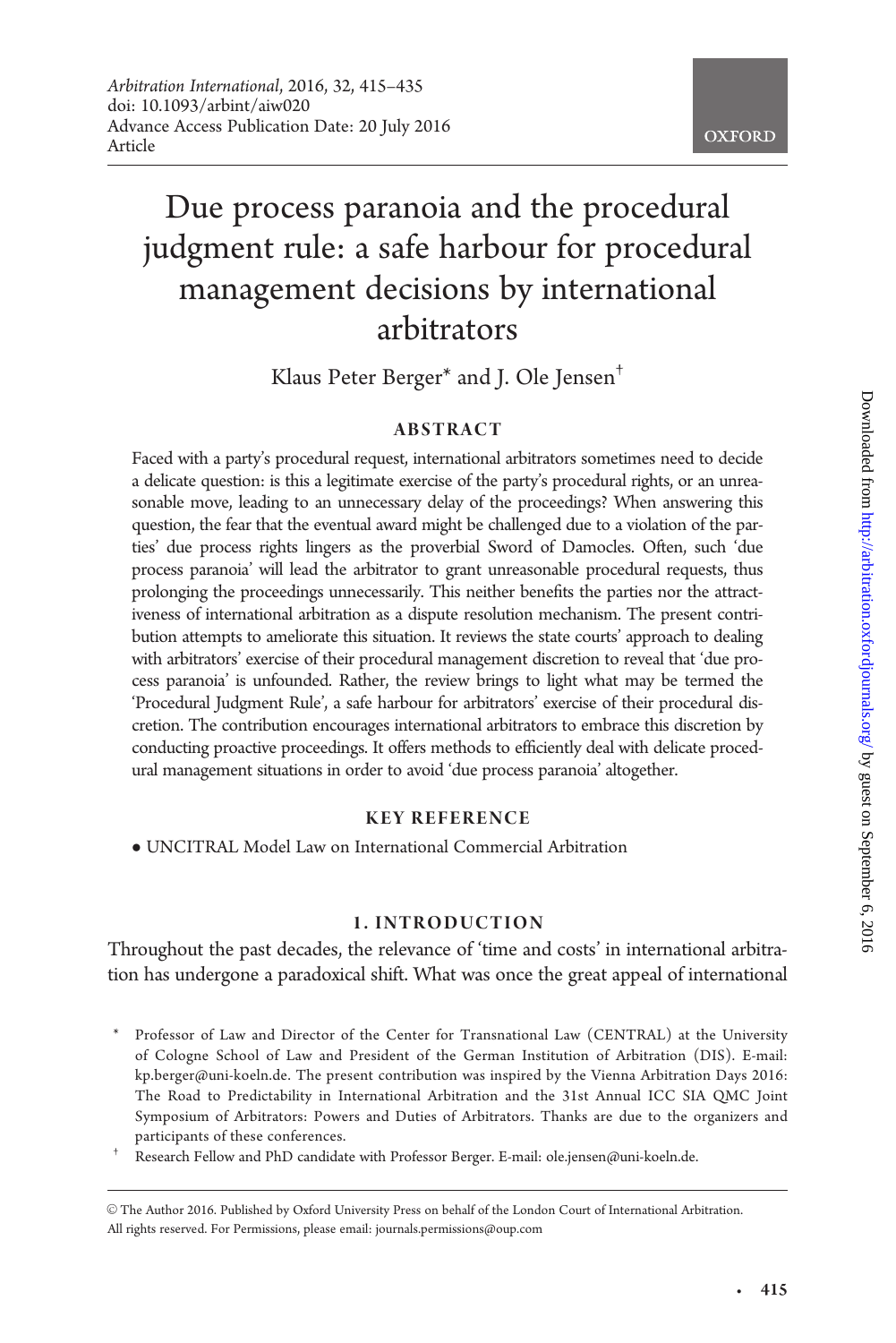# Due process paranoia and the procedural judgment rule: a safe harbour for procedural management decisions by international arbitrators

Klaus Peter Berger* and J. Ole Jensen†

## ABSTRACT

Faced with a party's procedural request, international arbitrators sometimes need to decide a delicate question: is this a legitimate exercise of the party's procedural rights, or an unreasonable move, leading to an unnecessary delay of the proceedings? When answering this question, the fear that the eventual award might be challenged due to a violation of the parties' due process rights lingers as the proverbial Sword of Damocles. Often, such 'due process paranoia' will lead the arbitrator to grant unreasonable procedural requests, thus prolonging the proceedings unnecessarily. This neither benefits the parties nor the attractiveness of international arbitration as a dispute resolution mechanism. The present contribution attempts to ameliorate this situation. It reviews the state courts' approach to dealing with arbitrators' exercise of their procedural management discretion to reveal that 'due process paranoia' is unfounded. Rather, the review brings to light what may be termed the 'Procedural Judgment Rule', a safe harbour for arbitrators' exercise of their procedural discretion. The contribution encourages international arbitrators to embrace this discretion by conducting proactive proceedings. It offers methods to efficiently deal with delicate procedural management situations in order to avoid 'due process paranoia' altogether.

## KEY REFERENCE

- UNCITRAL Model Law on International Commercial Arbitration

## 1. INTRODUCTION

Throughout the past decades, the relevance of 'time and costs' in international arbitration has undergone a paradoxical shift. What was once the great appeal of international

---

\* Professor of Law and Director of the Center for Transnational Law (CENTRAL) at the University of Cologne School of Law and President of the German Institution of Arbitration (DIS). E-mail: kp.berger@uni-koeln.de. The present contribution was inspired by the Vienna Arbitration Days 2016: The Road to Predictability in International Arbitration and the 31st Annual ICC SIA QMC Joint Symposium of Arbitrators: Powers and Duties of Arbitrators. Thanks are due to the organizers and participants of these conferences.

† Research Fellow and PhD candidate with Professor Berger. E-mail: ole.jensen@uni-koeln.de.

© The Author 2016. Published by Oxford University Press on behalf of the London Court of International Arbitration. All rights reserved. For Permissions, please email: journals.permissions@oup.com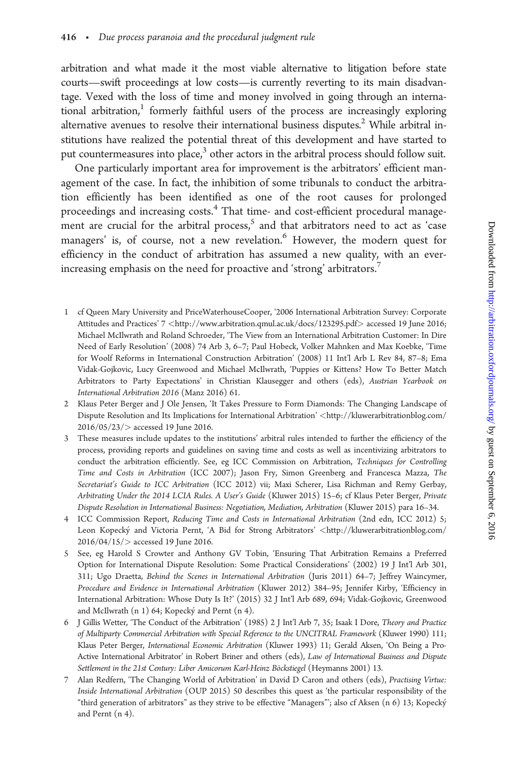arbitration and what made it the most viable alternative to litigation before state courts—swift proceedings at low costs—is currently reverting to its main disadvantage. Vexed with the loss of time and money involved in going through an international arbitration,[1] formerly faithful users of the process are increasingly exploring alternative avenues to resolve their international business disputes.[2] While arbitral institutions have realized the potential threat of this development and have started to put countermeasures into place,[3] other actors in the arbitral process should follow suit.

One particularly important area for improvement is the arbitrators' efficient management of the case. In fact, the inhibition of some tribunals to conduct the arbitration efficiently has been identified as one of the root causes for prolonged proceedings and increasing costs.[4] That time- and cost-efficient procedural management are crucial for the arbitral process,[5] and that arbitrators need to act as 'case managers' is, of course, not a new revelation.[6] However, the modern quest for efficiency in the conduct of arbitration has assumed a new quality, with an ever-increasing emphasis on the need for proactive and 'strong' arbitrators.[7]

1 cf Queen Mary University and PriceWaterhouseCooper, '2006 International Arbitration Survey: Corporate Attitudes and Practices' 7 <http://www.arbitration.qmul.ac.uk/docs/123295.pdf> accessed 19 June 2016; Michael McIlwrath and Roland Schroeder, 'The View from an International Arbitration Customer: In Dire Need of Early Resolution' (2008) 74 Arb 3, 6–7; Paul Hobeck, Volker Mahnken and Max Koebke, 'Time for Woolf Reforms in International Construction Arbitration' (2008) 11 Int'l Arb L Rev 84, 87–8; Ema Vidak-Gojkovic, Lucy Greenwood and Michael McIlwrath, 'Puppies or Kittens? How To Better Match Arbitrators to Party Expectations' in Christian Klausegger and others (eds), *Austrian Yearbook on International Arbitration 2016* (Manz 2016) 61.

2 Klaus Peter Berger and J Ole Jensen, 'It Takes Pressure to Form Diamonds: The Changing Landscape of Dispute Resolution and Its Implications for International Arbitration' <http://kluwerarbitrationblog.com/2016/05/23/> accessed 19 June 2016.

3 These measures include updates to the institutions' arbitral rules intended to further the efficiency of the process, providing reports and guidelines on saving time and costs as well as incentivizing arbitrators to conduct the arbitration efficiently. See, eg ICC Commission on Arbitration, *Techniques for Controlling Time and Costs in Arbitration* (ICC 2007); Jason Fry, Simon Greenberg and Francesca Mazza, *The Secretariat's Guide to ICC Arbitration* (ICC 2012) vii; Maxi Scherer, Lisa Richman and Remy Gerbay, *Arbitrating Under the 2014 LCIA Rules. A User's Guide* (Kluwer 2015) 15–6; cf Klaus Peter Berger, *Private Dispute Resolution in International Business: Negotiation, Mediation, Arbitration* (Kluwer 2015) para 16–34.

4 ICC Commission Report, *Reducing Time and Costs in International Arbitration* (2nd edn, ICC 2012) 5; Leon Kopecký and Victoria Pernt, 'A Bid for Strong Arbitrators' <http://kluwerarbitrationblog.com/2016/04/15/> accessed 19 June 2016.

5 See, eg Harold S Crowter and Anthony GV Tobin, 'Ensuring That Arbitration Remains a Preferred Option for International Dispute Resolution: Some Practical Considerations' (2002) 19 J Int'l Arb 301, 311; Ugo Draetta, *Behind the Scenes in International Arbitration* (Juris 2011) 64–7; Jeffrey Waincymer, *Procedure and Evidence in International Arbitration* (Kluwer 2012) 384–95; Jennifer Kirby, 'Efficiency in International Arbitration: Whose Duty Is It?' (2015) 32 J Int'l Arb 689, 694; Vidak-Gojkovic, Greenwood and McIlwrath (n 1) 64; Kopecký and Pernt (n 4).

6 J Gillis Wetter, 'The Conduct of the Arbitration' (1985) 2 J Int'l Arb 7, 35; Isaak I Dore, *Theory and Practice of Multiparty Commercial Arbitration with Special Reference to the UNCITRAL Framework* (Kluwer 1990) 111; Klaus Peter Berger, *International Economic Arbitration* (Kluwer 1993) 11; Gerald Aksen, 'On Being a Pro-Active International Arbitrator' in Robert Briner and others (eds), *Law of International Business and Dispute Settlement in the 21st Century: Liber Amicorum Karl-Heinz Böckstiegel* (Heymanns 2001) 13.

7 Alan Redfern, 'The Changing World of Arbitration' in David D Caron and others (eds), *Practising Virtue: Inside International Arbitration* (OUP 2015) 50 describes this quest as 'the particular responsibility of the "third generation of arbitrators" as they strive to be effective "Managers"'; also cf Aksen (n 6) 13; Kopecký and Pernt (n 4).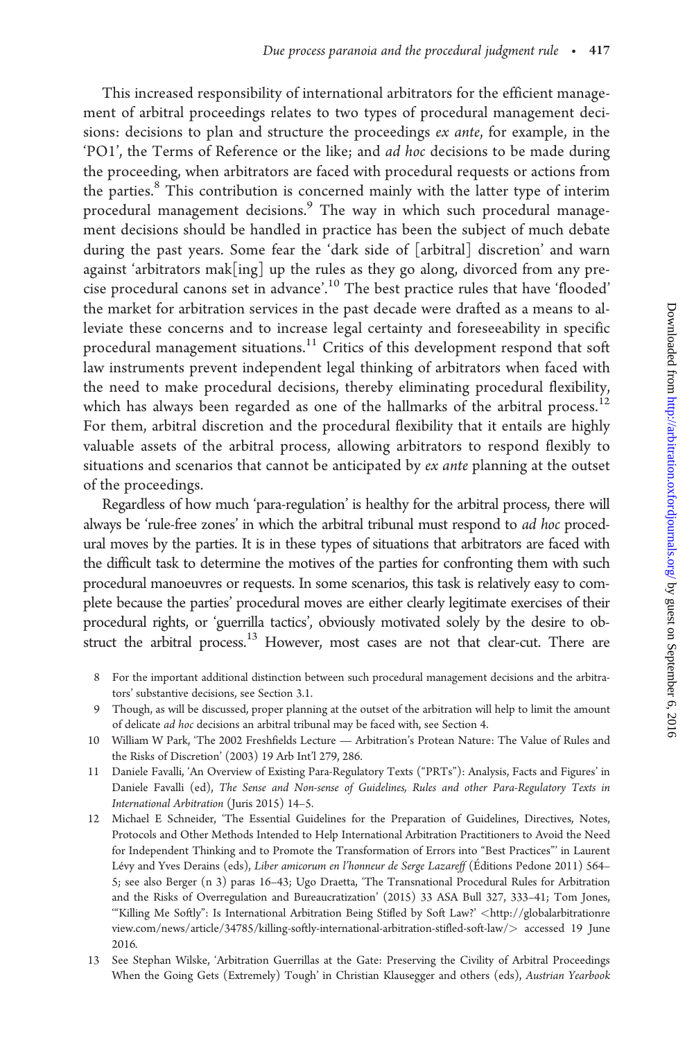This increased responsibility of international arbitrators for the efficient management of arbitral proceedings relates to two types of procedural management decisions: decisions to plan and structure the proceedings *ex ante*, for example, in the 'PO1', the Terms of Reference or the like; and *ad hoc* decisions to be made during the proceeding, when arbitrators are faced with procedural requests or actions from the parties.[8] This contribution is concerned mainly with the latter type of interim procedural management decisions.[9] The way in which such procedural management decisions should be handled in practice has been the subject of much debate during the past years. Some fear the 'dark side of [arbitral] discretion' and warn against 'arbitrators mak[ing] up the rules as they go along, divorced from any precise procedural canons set in advance'.[10] The best practice rules that have 'flooded' the market for arbitration services in the past decade were drafted as a means to alleviate these concerns and to increase legal certainty and foreseeability in specific procedural management situations.[11] Critics of this development respond that soft law instruments prevent independent legal thinking of arbitrators when faced with the need to make procedural decisions, thereby eliminating procedural flexibility, which has always been regarded as one of the hallmarks of the arbitral process.[12] For them, arbitral discretion and the procedural flexibility that it entails are highly valuable assets of the arbitral process, allowing arbitrators to respond flexibly to situations and scenarios that cannot be anticipated by *ex ante* planning at the outset of the proceedings.

Regardless of how much 'para-regulation' is healthy for the arbitral process, there will always be 'rule-free zones' in which the arbitral tribunal must respond to *ad hoc* procedural moves by the parties. It is in these types of situations that arbitrators are faced with the difficult task to determine the motives of the parties for confronting them with such procedural manoeuvres or requests. In some scenarios, this task is relatively easy to complete because the parties' procedural moves are either clearly legitimate exercises of their procedural rights, or 'guerrilla tactics', obviously motivated solely by the desire to obstruct the arbitral process.[13] However, most cases are not that clear-cut. There are

8 For the important additional distinction between such procedural management decisions and the arbitrators' substantive decisions, see Section 3.1.

9 Though, as will be discussed, proper planning at the outset of the arbitration will help to limit the amount of delicate *ad hoc* decisions an arbitral tribunal may be faced with, see Section 4.

10 William W Park, 'The 2002 Freshfields Lecture — Arbitration's Protean Nature: The Value of Rules and the Risks of Discretion' (2003) 19 Arb Int'l 279, 286.

11 Daniele Favalli, 'An Overview of Existing Para-Regulatory Texts ("PRTs"): Analysis, Facts and Figures' in Daniele Favalli (ed), *The Sense and Non-sense of Guidelines, Rules and other Para-Regulatory Texts in International Arbitration* (Juris 2015) 14–5.

12 Michael E Schneider, 'The Essential Guidelines for the Preparation of Guidelines, Directives, Notes, Protocols and Other Methods Intended to Help International Arbitration Practitioners to Avoid the Need for Independent Thinking and to Promote the Transformation of Errors into "Best Practices"' in Laurent Lévy and Yves Derains (eds), *Liber amicorum en l'honneur de Serge Lazareff* (Éditions Pedone 2011) 564–5; see also Berger (n 3) paras 16–43; Ugo Draetta, 'The Transnational Procedural Rules for Arbitration and the Risks of Overregulation and Bureaucratization' (2015) 33 ASA Bull 327, 333–41; Tom Jones, '"Killing Me Softly": Is International Arbitration Being Stifled by Soft Law?' <http://globalarbitrationreview.com/news/article/34785/killing-softly-international-arbitration-stifled-soft-law/> accessed 19 June 2016.

13 See Stephan Wilske, 'Arbitration Guerrillas at the Gate: Preserving the Civility of Arbitral Proceedings When the Going Gets (Extremely) Tough' in Christian Klausegger and others (eds), *Austrian Yearbook*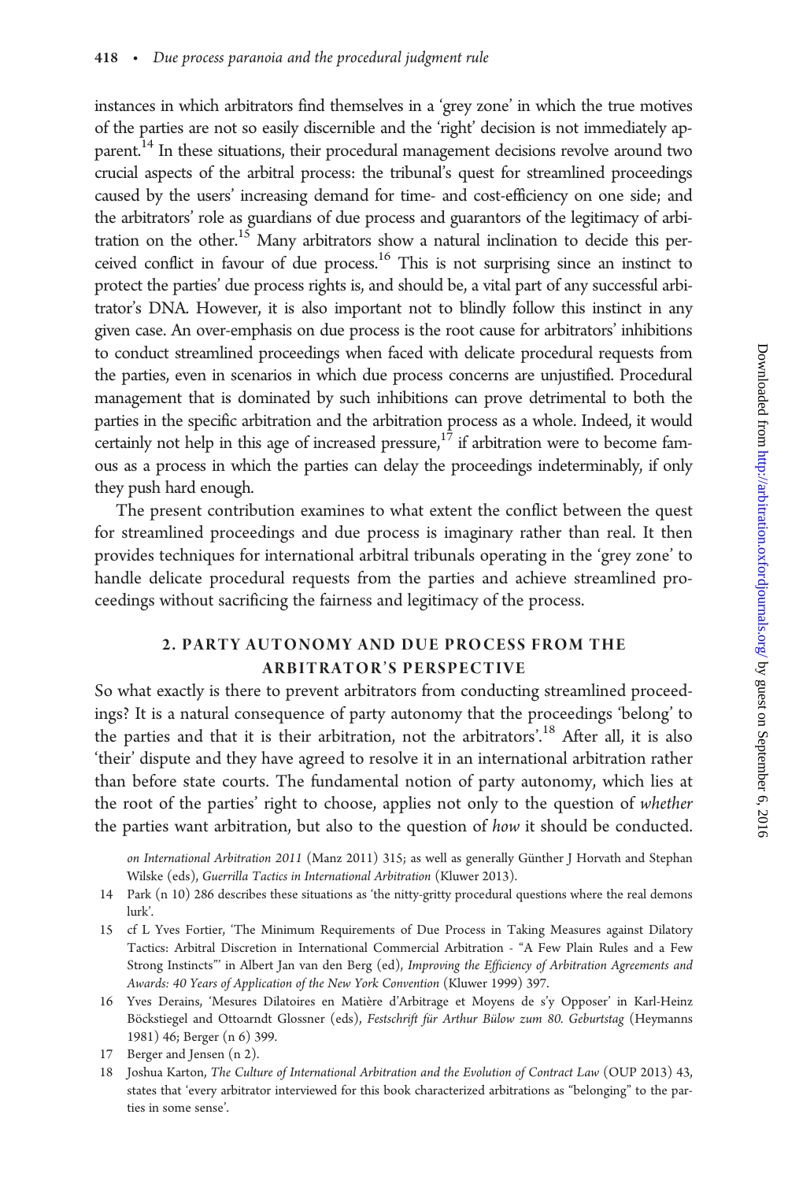instances in which arbitrators find themselves in a 'grey zone' in which the true motives of the parties are not so easily discernible and the 'right' decision is not immediately apparent.[14] In these situations, their procedural management decisions revolve around two crucial aspects of the arbitral process: the tribunal's quest for streamlined proceedings caused by the users' increasing demand for time- and cost-efficiency on one side; and the arbitrators' role as guardians of due process and guarantors of the legitimacy of arbitration on the other.[15] Many arbitrators show a natural inclination to decide this perceived conflict in favour of due process.[16] This is not surprising since an instinct to protect the parties' due process rights is, and should be, a vital part of any successful arbitrator's DNA. However, it is also important not to blindly follow this instinct in any given case. An over-emphasis on due process is the root cause for arbitrators' inhibitions to conduct streamlined proceedings when faced with delicate procedural requests from the parties, even in scenarios in which due process concerns are unjustified. Procedural management that is dominated by such inhibitions can prove detrimental to both the parties in the specific arbitration and the arbitration process as a whole. Indeed, it would certainly not help in this age of increased pressure,[17] if arbitration were to become famous as a process in which the parties can delay the proceedings indeterminably, if only they push hard enough.

The present contribution examines to what extent the conflict between the quest for streamlined proceedings and due process is imaginary rather than real. It then provides techniques for international arbitral tribunals operating in the 'grey zone' to handle delicate procedural requests from the parties and achieve streamlined proceedings without sacrificing the fairness and legitimacy of the process.

## 2. PARTY AUTONOMY AND DUE PROCESS FROM THE ARBITRATOR'S PERSPECTIVE

So what exactly is there to prevent arbitrators from conducting streamlined proceedings? It is a natural consequence of party autonomy that the proceedings 'belong' to the parties and that it is their arbitration, not the arbitrators'.[18] After all, it is also 'their' dispute and they have agreed to resolve it in an international arbitration rather than before state courts. The fundamental notion of party autonomy, which lies at the root of the parties' right to choose, applies not only to the question of *whether* the parties want arbitration, but also to the question of *how* it should be conducted.

*on International Arbitration 2011* (Manz 2011) 315; as well as generally Günther J Horvath and Stephan Wilske (eds), *Guerrilla Tactics in International Arbitration* (Kluwer 2013).

14 Park (n 10) 286 describes these situations as 'the nitty-gritty procedural questions where the real demons lurk'.

15 cf L Yves Fortier, 'The Minimum Requirements of Due Process in Taking Measures against Dilatory Tactics: Arbitral Discretion in International Commercial Arbitration - "A Few Plain Rules and a Few Strong Instincts"' in Albert Jan van den Berg (ed), *Improving the Efficiency of Arbitration Agreements and Awards: 40 Years of Application of the New York Convention* (Kluwer 1999) 397.

16 Yves Derains, 'Mesures Dilatoires en Matière d'Arbitrage et Moyens de s'y Opposer' in Karl-Heinz Böckstiegel and Ottoarndt Glossner (eds), *Festschrift für Arthur Bülow zum 80. Geburtstag* (Heymanns 1981) 46; Berger (n 6) 399.

17 Berger and Jensen (n 2).

18 Joshua Karton, *The Culture of International Arbitration and the Evolution of Contract Law* (OUP 2013) 43, states that 'every arbitrator interviewed for this book characterized arbitrations as "belonging" to the parties in some sense'.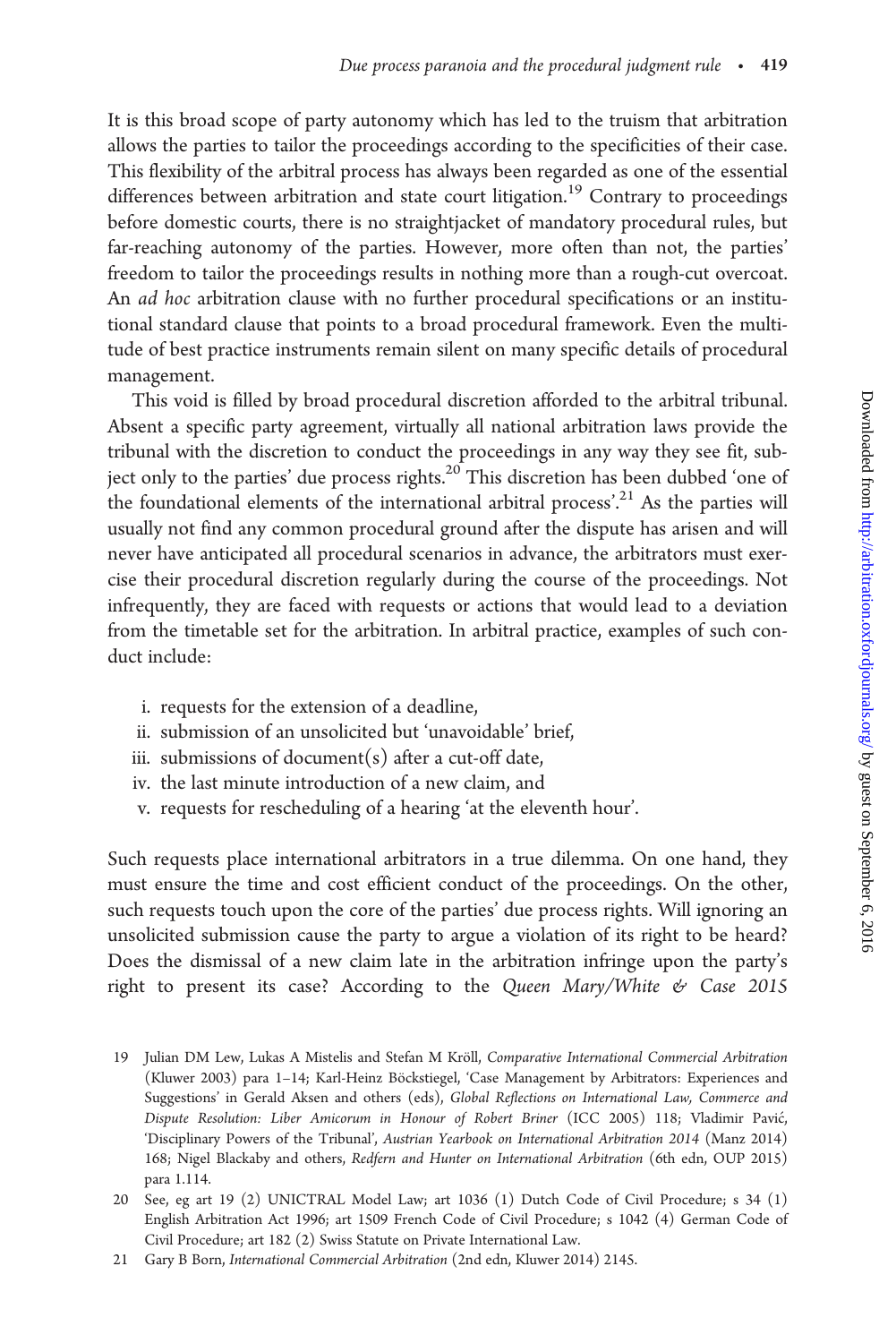It is this broad scope of party autonomy which has led to the truism that arbitration allows the parties to tailor the proceedings according to the specificities of their case. This flexibility of the arbitral process has always been regarded as one of the essential differences between arbitration and state court litigation.[19] Contrary to proceedings before domestic courts, there is no straightjacket of mandatory procedural rules, but far-reaching autonomy of the parties. However, more often than not, the parties' freedom to tailor the proceedings results in nothing more than a rough-cut overcoat. An *ad hoc* arbitration clause with no further procedural specifications or an institutional standard clause that points to a broad procedural framework. Even the multitude of best practice instruments remain silent on many specific details of procedural management.

This void is filled by broad procedural discretion afforded to the arbitral tribunal. Absent a specific party agreement, virtually all national arbitration laws provide the tribunal with the discretion to conduct the proceedings in any way they see fit, subject only to the parties' due process rights.[20] This discretion has been dubbed 'one of the foundational elements of the international arbitral process'.[21] As the parties will usually not find any common procedural ground after the dispute has arisen and will never have anticipated all procedural scenarios in advance, the arbitrators must exercise their procedural discretion regularly during the course of the proceedings. Not infrequently, they are faced with requests or actions that would lead to a deviation from the timetable set for the arbitration. In arbitral practice, examples of such conduct include:

i. requests for the extension of a deadline,
ii. submission of an unsolicited but 'unavoidable' brief,
iii. submissions of document(s) after a cut-off date,
iv. the last minute introduction of a new claim, and
v. requests for rescheduling of a hearing 'at the eleventh hour'.

Such requests place international arbitrators in a true dilemma. On one hand, they must ensure the time and cost efficient conduct of the proceedings. On the other, such requests touch upon the core of the parties' due process rights. Will ignoring an unsolicited submission cause the party to argue a violation of its right to be heard? Does the dismissal of a new claim late in the arbitration infringe upon the party's right to present its case? According to the *Queen Mary/White & Case 2015*

19 Julian DM Lew, Lukas A Mistelis and Stefan M Kröll, *Comparative International Commercial Arbitration* (Kluwer 2003) para 1–14; Karl-Heinz Böckstiegel, 'Case Management by Arbitrators: Experiences and Suggestions' in Gerald Aksen and others (eds), *Global Reflections on International Law, Commerce and Dispute Resolution: Liber Amicorum in Honour of Robert Briner* (ICC 2005) 118; Vladimir Pavić, 'Disciplinary Powers of the Tribunal', *Austrian Yearbook on International Arbitration 2014* (Manz 2014) 168; Nigel Blackaby and others, *Redfern and Hunter on International Arbitration* (6th edn, OUP 2015) para 1.114.

20 See, eg art 19 (2) UNICTRAL Model Law; art 1036 (1) Dutch Code of Civil Procedure; s 34 (1) English Arbitration Act 1996; art 1509 French Code of Civil Procedure; s 1042 (4) German Code of Civil Procedure; art 182 (2) Swiss Statute on Private International Law.

21 Gary B Born, *International Commercial Arbitration* (2nd edn, Kluwer 2014) 2145.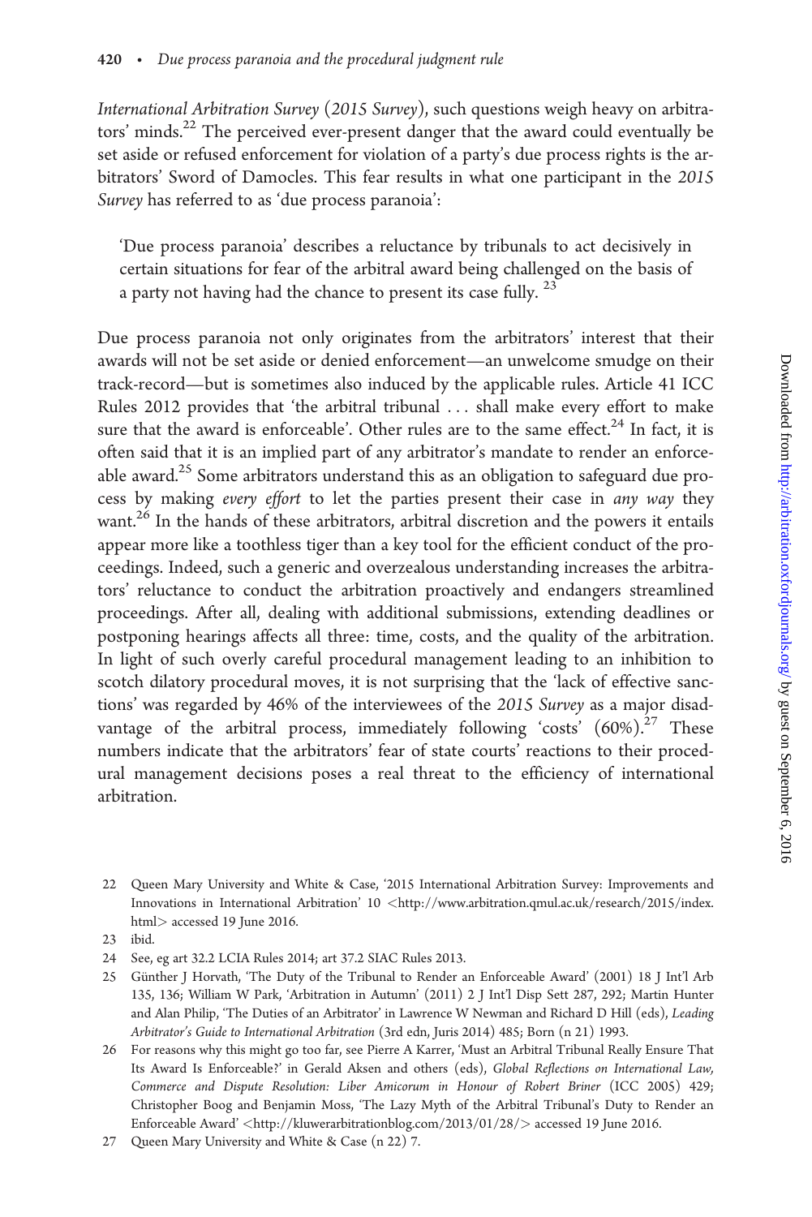*International Arbitration Survey* (*2015 Survey*), such questions weigh heavy on arbitrators' minds.[22] The perceived ever-present danger that the award could eventually be set aside or refused enforcement for violation of a party's due process rights is the arbitrators' Sword of Damocles. This fear results in what one participant in the *2015 Survey* has referred to as 'due process paranoia':

> 'Due process paranoia' describes a reluctance by tribunals to act decisively in certain situations for fear of the arbitral award being challenged on the basis of a party not having had the chance to present its case fully. [23]

Due process paranoia not only originates from the arbitrators' interest that their awards will not be set aside or denied enforcement—an unwelcome smudge on their track-record—but is sometimes also induced by the applicable rules. Article 41 ICC Rules 2012 provides that 'the arbitral tribunal . . . shall make every effort to make sure that the award is enforceable'. Other rules are to the same effect.[24] In fact, it is often said that it is an implied part of any arbitrator's mandate to render an enforceable award.[25] Some arbitrators understand this as an obligation to safeguard due process by making *every effort* to let the parties present their case in *any way* they want.[26] In the hands of these arbitrators, arbitral discretion and the powers it entails appear more like a toothless tiger than a key tool for the efficient conduct of the proceedings. Indeed, such a generic and overzealous understanding increases the arbitrators' reluctance to conduct the arbitration proactively and endangers streamlined proceedings. After all, dealing with additional submissions, extending deadlines or postponing hearings affects all three: time, costs, and the quality of the arbitration. In light of such overly careful procedural management leading to an inhibition to scotch dilatory procedural moves, it is not surprising that the 'lack of effective sanctions' was regarded by 46% of the interviewees of the *2015 Survey* as a major disadvantage of the arbitral process, immediately following 'costs' (60%).[27] These numbers indicate that the arbitrators' fear of state courts' reactions to their procedural management decisions poses a real threat to the efficiency of international arbitration.

---

22 Queen Mary University and White & Case, '2015 International Arbitration Survey: Improvements and Innovations in International Arbitration' 10 <http://www.arbitration.qmul.ac.uk/research/2015/index.html> accessed 19 June 2016.

23 ibid.

24 See, eg art 32.2 LCIA Rules 2014; art 37.2 SIAC Rules 2013.

25 Günther J Horvath, 'The Duty of the Tribunal to Render an Enforceable Award' (2001) 18 J Int'l Arb 135, 136; William W Park, 'Arbitration in Autumn' (2011) 2 J Int'l Disp Sett 287, 292; Martin Hunter and Alan Philip, 'The Duties of an Arbitrator' in Lawrence W Newman and Richard D Hill (eds), *Leading Arbitrator's Guide to International Arbitration* (3rd edn, Juris 2014) 485; Born (n 21) 1993.

26 For reasons why this might go too far, see Pierre A Karrer, 'Must an Arbitral Tribunal Really Ensure That Its Award Is Enforceable?' in Gerald Aksen and others (eds), *Global Reflections on International Law, Commerce and Dispute Resolution: Liber Amicorum in Honour of Robert Briner* (ICC 2005) 429; Christopher Boog and Benjamin Moss, 'The Lazy Myth of the Arbitral Tribunal's Duty to Render an Enforceable Award' <http://kluwerarbitrationblog.com/2013/01/28/> accessed 19 June 2016.

27 Queen Mary University and White & Case (n 22) 7.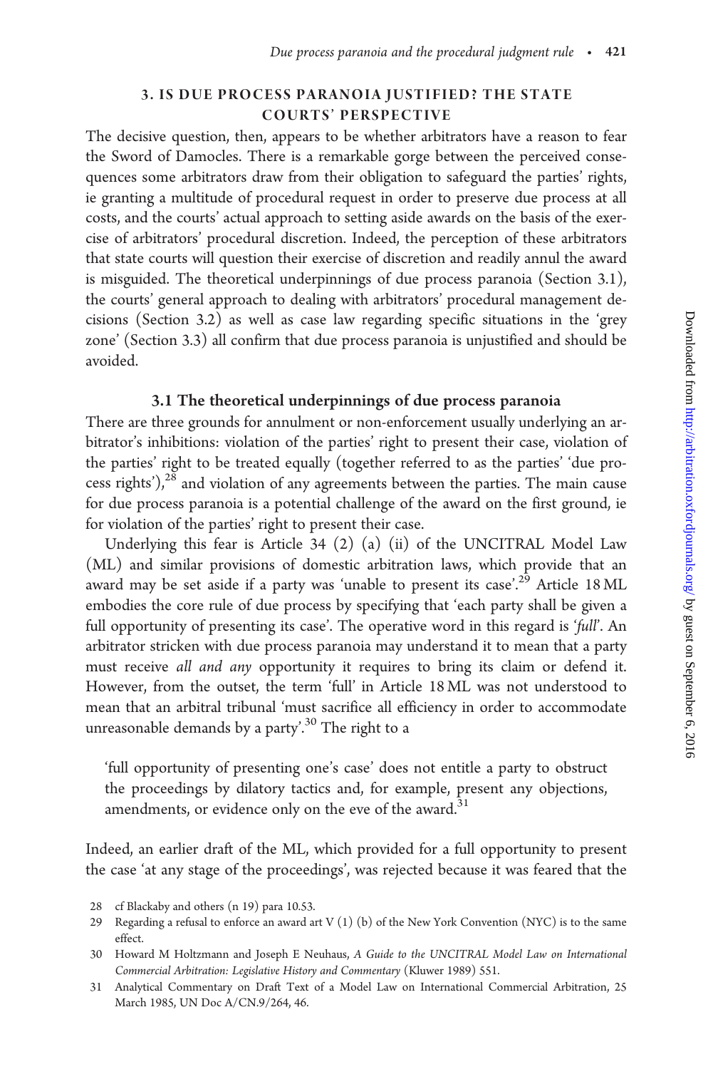## 3. IS DUE PROCESS PARANOIA JUSTIFIED? THE STATE COURTS' PERSPECTIVE

The decisive question, then, appears to be whether arbitrators have a reason to fear the Sword of Damocles. There is a remarkable gorge between the perceived consequences some arbitrators draw from their obligation to safeguard the parties' rights, ie granting a multitude of procedural request in order to preserve due process at all costs, and the courts' actual approach to setting aside awards on the basis of the exercise of arbitrators' procedural discretion. Indeed, the perception of these arbitrators that state courts will question their exercise of discretion and readily annul the award is misguided. The theoretical underpinnings of due process paranoia (Section 3.1), the courts' general approach to dealing with arbitrators' procedural management decisions (Section 3.2) as well as case law regarding specific situations in the 'grey zone' (Section 3.3) all confirm that due process paranoia is unjustified and should be avoided.

### 3.1 The theoretical underpinnings of due process paranoia

There are three grounds for annulment or non-enforcement usually underlying an arbitrator's inhibitions: violation of the parties' right to present their case, violation of the parties' right to be treated equally (together referred to as the parties' 'due process rights'),[28] and violation of any agreements between the parties. The main cause for due process paranoia is a potential challenge of the award on the first ground, ie for violation of the parties' right to present their case.

Underlying this fear is Article 34 (2) (a) (ii) of the UNCITRAL Model Law (ML) and similar provisions of domestic arbitration laws, which provide that an award may be set aside if a party was 'unable to present its case'.[29] Article 18 ML embodies the core rule of due process by specifying that 'each party shall be given a full opportunity of presenting its case'. The operative word in this regard is '*full*'. An arbitrator stricken with due process paranoia may understand it to mean that a party must receive *all and any* opportunity it requires to bring its claim or defend it. However, from the outset, the term 'full' in Article 18 ML was not understood to mean that an arbitral tribunal 'must sacrifice all efficiency in order to accommodate unreasonable demands by a party'.[30] The right to a

> 'full opportunity of presenting one's case' does not entitle a party to obstruct the proceedings by dilatory tactics and, for example, present any objections, amendments, or evidence only on the eve of the award.[31]

Indeed, an earlier draft of the ML, which provided for a full opportunity to present the case 'at any stage of the proceedings', was rejected because it was feared that the

---

28 cf Blackaby and others (n 19) para 10.53.

29 Regarding a refusal to enforce an award art V (1) (b) of the New York Convention (NYC) is to the same effect.

30 Howard M Holtzmann and Joseph E Neuhaus, *A Guide to the UNCITRAL Model Law on International Commercial Arbitration: Legislative History and Commentary* (Kluwer 1989) 551.

31 Analytical Commentary on Draft Text of a Model Law on International Commercial Arbitration, 25 March 1985, UN Doc A/CN.9/264, 46.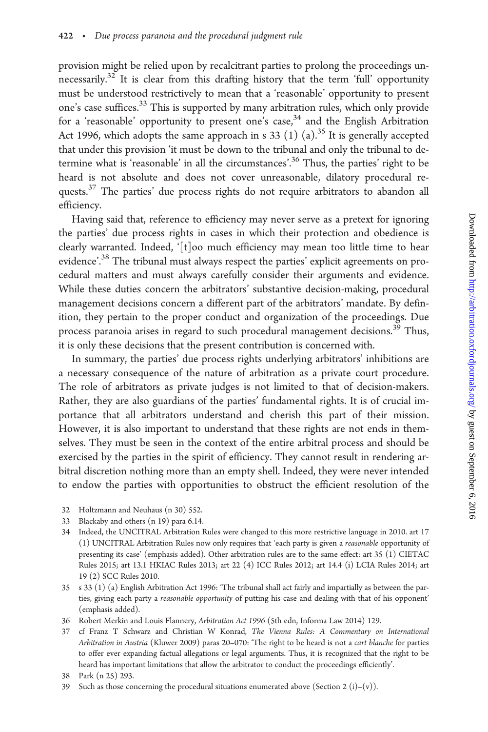provision might be relied upon by recalcitrant parties to prolong the proceedings unnecessarily.[32] It is clear from this drafting history that the term 'full' opportunity must be understood restrictively to mean that a 'reasonable' opportunity to present one's case suffices.[33] This is supported by many arbitration rules, which only provide for a 'reasonable' opportunity to present one's case,[34] and the English Arbitration Act 1996, which adopts the same approach in s 33 (1) (a).[35] It is generally accepted that under this provision 'it must be down to the tribunal and only the tribunal to determine what is 'reasonable' in all the circumstances'.[36] Thus, the parties' right to be heard is not absolute and does not cover unreasonable, dilatory procedural requests.[37] The parties' due process rights do not require arbitrators to abandon all efficiency.

Having said that, reference to efficiency may never serve as a pretext for ignoring the parties' due process rights in cases in which their protection and obedience is clearly warranted. Indeed, '[t]oo much efficiency may mean too little time to hear evidence'.[38] The tribunal must always respect the parties' explicit agreements on procedural matters and must always carefully consider their arguments and evidence. While these duties concern the arbitrators' substantive decision-making, procedural management decisions concern a different part of the arbitrators' mandate. By definition, they pertain to the proper conduct and organization of the proceedings. Due process paranoia arises in regard to such procedural management decisions.[39] Thus, it is only these decisions that the present contribution is concerned with.

In summary, the parties' due process rights underlying arbitrators' inhibitions are a necessary consequence of the nature of arbitration as a private court procedure. The role of arbitrators as private judges is not limited to that of decision-makers. Rather, they are also guardians of the parties' fundamental rights. It is of crucial importance that all arbitrators understand and cherish this part of their mission. However, it is also important to understand that these rights are not ends in themselves. They must be seen in the context of the entire arbitral process and should be exercised by the parties in the spirit of efficiency. They cannot result in rendering arbitral discretion nothing more than an empty shell. Indeed, they were never intended to endow the parties with opportunities to obstruct the efficient resolution of the

32 Holtzmann and Neuhaus (n 30) 552.

33 Blackaby and others (n 19) para 6.14.

34 Indeed, the UNCITRAL Arbitration Rules were changed to this more restrictive language in 2010. art 17 (1) UNCITRAL Arbitration Rules now only requires that 'each party is given a *reasonable* opportunity of presenting its case' (emphasis added). Other arbitration rules are to the same effect: art 35 (1) CIETAC Rules 2015; art 13.1 HKIAC Rules 2013; art 22 (4) ICC Rules 2012; art 14.4 (i) LCIA Rules 2014; art 19 (2) SCC Rules 2010.

35 s 33 (1) (a) English Arbitration Act 1996: 'The tribunal shall act fairly and impartially as between the parties, giving each party a *reasonable opportunity* of putting his case and dealing with that of his opponent' (emphasis added).

36 Robert Merkin and Louis Flannery, *Arbitration Act 1996* (5th edn, Informa Law 2014) 129.

37 cf Franz T Schwarz and Christian W Konrad, *The Vienna Rules: A Commentary on International Arbitration in Austria* (Kluwer 2009) paras 20–070: 'The right to be heard is not a *cart blanche* for parties to offer ever expanding factual allegations or legal arguments. Thus, it is recognized that the right to be heard has important limitations that allow the arbitrator to conduct the proceedings efficiently'.

38 Park (n 25) 293.

39 Such as those concerning the procedural situations enumerated above (Section 2 (i)–(v)).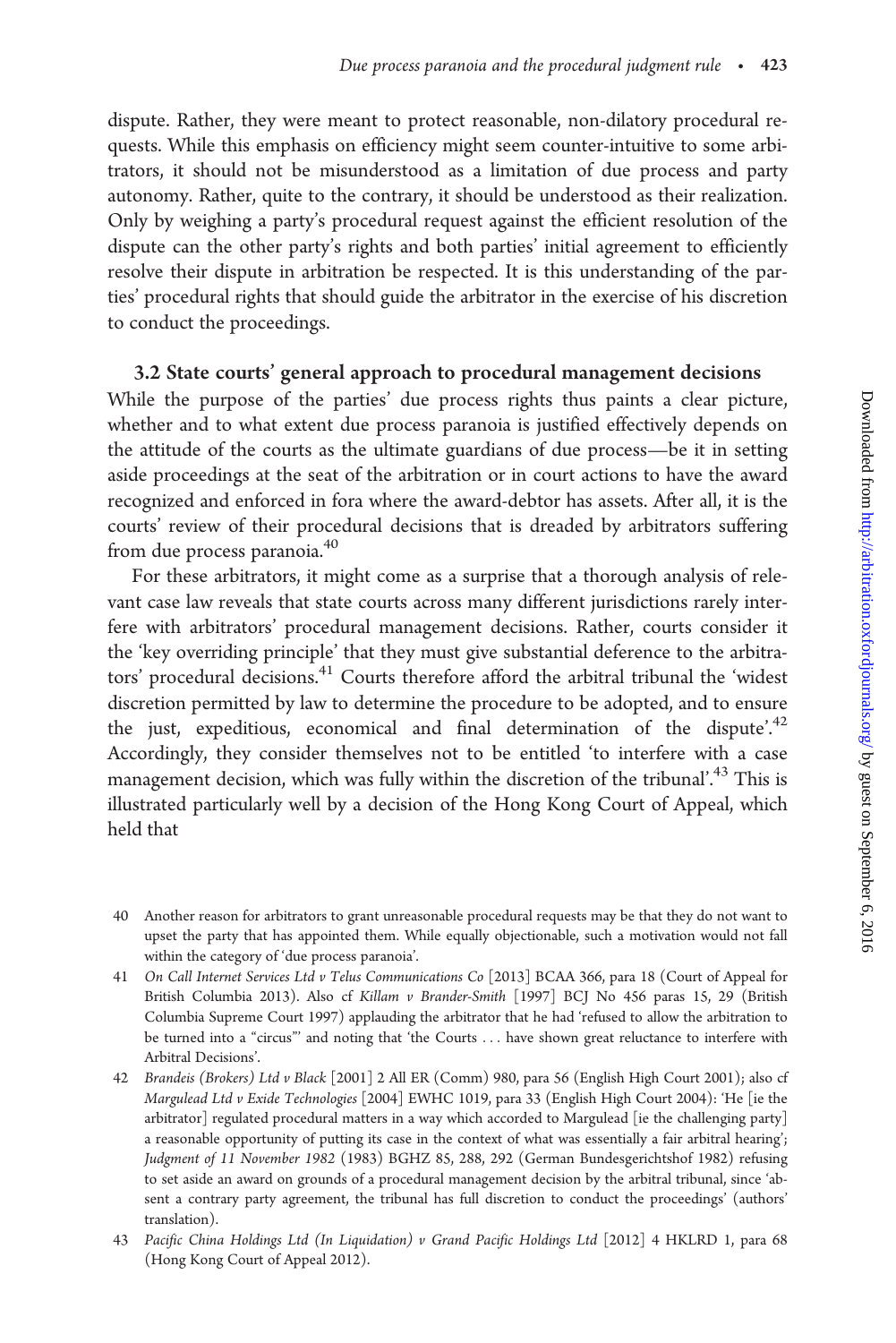dispute. Rather, they were meant to protect reasonable, non-dilatory procedural requests. While this emphasis on efficiency might seem counter-intuitive to some arbitrators, it should not be misunderstood as a limitation of due process and party autonomy. Rather, quite to the contrary, it should be understood as their realization. Only by weighing a party's procedural request against the efficient resolution of the dispute can the other party's rights and both parties' initial agreement to efficiently resolve their dispute in arbitration be respected. It is this understanding of the parties' procedural rights that should guide the arbitrator in the exercise of his discretion to conduct the proceedings.

### 3.2 State courts' general approach to procedural management decisions

While the purpose of the parties' due process rights thus paints a clear picture, whether and to what extent due process paranoia is justified effectively depends on the attitude of the courts as the ultimate guardians of due process—be it in setting aside proceedings at the seat of the arbitration or in court actions to have the award recognized and enforced in fora where the award-debtor has assets. After all, it is the courts' review of their procedural decisions that is dreaded by arbitrators suffering from due process paranoia.[40]

For these arbitrators, it might come as a surprise that a thorough analysis of relevant case law reveals that state courts across many different jurisdictions rarely interfere with arbitrators' procedural management decisions. Rather, courts consider it the 'key overriding principle' that they must give substantial deference to the arbitrators' procedural decisions.[41] Courts therefore afford the arbitral tribunal the 'widest discretion permitted by law to determine the procedure to be adopted, and to ensure the just, expeditious, economical and final determination of the dispute'.[42] Accordingly, they consider themselves not to be entitled 'to interfere with a case management decision, which was fully within the discretion of the tribunal'.[43] This is illustrated particularly well by a decision of the Hong Kong Court of Appeal, which held that

---

40 Another reason for arbitrators to grant unreasonable procedural requests may be that they do not want to upset the party that has appointed them. While equally objectionable, such a motivation would not fall within the category of 'due process paranoia'.

41 *On Call Internet Services Ltd v Telus Communications Co* [2013] BCAA 366, para 18 (Court of Appeal for British Columbia 2013). Also cf *Killam v Brander-Smith* [1997] BCJ No 456 paras 15, 29 (British Columbia Supreme Court 1997) applauding the arbitrator that he had 'refused to allow the arbitration to be turned into a "circus"' and noting that 'the Courts ... have shown great reluctance to interfere with Arbitral Decisions'.

42 *Brandeis (Brokers) Ltd v Black* [2001] 2 All ER (Comm) 980, para 56 (English High Court 2001); also cf *Margulead Ltd v Exide Technologies* [2004] EWHC 1019, para 33 (English High Court 2004): 'He [ie the arbitrator] regulated procedural matters in a way which accorded to Margulead [ie the challenging party] a reasonable opportunity of putting its case in the context of what was essentially a fair arbitral hearing'; *Judgment of 11 November 1982* (1983) BGHZ 85, 288, 292 (German Bundesgerichtshof 1982) refusing to set aside an award on grounds of a procedural management decision by the arbitral tribunal, since 'absent a contrary party agreement, the tribunal has full discretion to conduct the proceedings' (authors' translation).

43 *Pacific China Holdings Ltd (In Liquidation) v Grand Pacific Holdings Ltd* [2012] 4 HKLRD 1, para 68 (Hong Kong Court of Appeal 2012).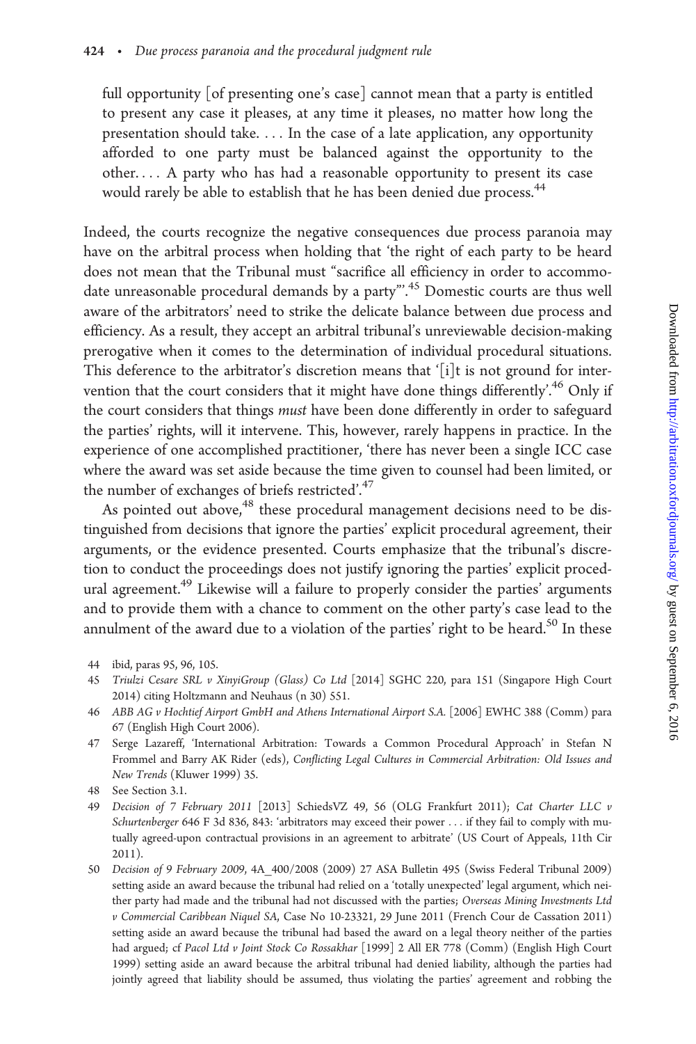full opportunity [of presenting one's case] cannot mean that a party is entitled to present any case it pleases, at any time it pleases, no matter how long the presentation should take. . . . In the case of a late application, any opportunity afforded to one party must be balanced against the opportunity to the other. . . . A party who has had a reasonable opportunity to present its case would rarely be able to establish that he has been denied due process.[44]

Indeed, the courts recognize the negative consequences due process paranoia may have on the arbitral process when holding that 'the right of each party to be heard does not mean that the Tribunal must "sacrifice all efficiency in order to accommodate unreasonable procedural demands by a party"'.[45] Domestic courts are thus well aware of the arbitrators' need to strike the delicate balance between due process and efficiency. As a result, they accept an arbitral tribunal's unreviewable decision-making prerogative when it comes to the determination of individual procedural situations. This deference to the arbitrator's discretion means that '[i]t is not ground for intervention that the court considers that it might have done things differently'.[46] Only if the court considers that things *must* have been done differently in order to safeguard the parties' rights, will it intervene. This, however, rarely happens in practice. In the experience of one accomplished practitioner, 'there has never been a single ICC case where the award was set aside because the time given to counsel had been limited, or the number of exchanges of briefs restricted'.[47]

As pointed out above,[48] these procedural management decisions need to be distinguished from decisions that ignore the parties' explicit procedural agreement, their arguments, or the evidence presented. Courts emphasize that the tribunal's discretion to conduct the proceedings does not justify ignoring the parties' explicit procedural agreement.[49] Likewise will a failure to properly consider the parties' arguments and to provide them with a chance to comment on the other party's case lead to the annulment of the award due to a violation of the parties' right to be heard.[50] In these

44 ibid, paras 95, 96, 105.

45 *Triulzi Cesare SRL v XinyiGroup (Glass) Co Ltd* [2014] SGHC 220, para 151 (Singapore High Court 2014) citing Holtzmann and Neuhaus (n 30) 551.

46 *ABB AG v Hochtief Airport GmbH and Athens International Airport S.A.* [2006] EWHC 388 (Comm) para 67 (English High Court 2006).

47 Serge Lazareff, 'International Arbitration: Towards a Common Procedural Approach' in Stefan N Frommel and Barry AK Rider (eds), *Conflicting Legal Cultures in Commercial Arbitration: Old Issues and New Trends* (Kluwer 1999) 35.

48 See Section 3.1.

49 *Decision of 7 February 2011* [2013] SchiedsVZ 49, 56 (OLG Frankfurt 2011); *Cat Charter LLC v Schurtenberger* 646 F 3d 836, 843: 'arbitrators may exceed their power . . . if they fail to comply with mutually agreed-upon contractual provisions in an agreement to arbitrate' (US Court of Appeals, 11th Cir 2011).

50 *Decision of 9 February 2009*, 4A_400/2008 (2009) 27 ASA Bulletin 495 (Swiss Federal Tribunal 2009) setting aside an award because the tribunal had relied on a 'totally unexpected' legal argument, which neither party had made and the tribunal had not discussed with the parties; *Overseas Mining Investments Ltd v Commercial Caribbean Niquel SA*, Case No 10-23321, 29 June 2011 (French Cour de Cassation 2011) setting aside an award because the tribunal had based the award on a legal theory neither of the parties had argued; cf *Pacol Ltd v Joint Stock Co Rossakhar* [1999] 2 All ER 778 (Comm) (English High Court 1999) setting aside an award because the arbitral tribunal had denied liability, although the parties had jointly agreed that liability should be assumed, thus violating the parties' agreement and robbing the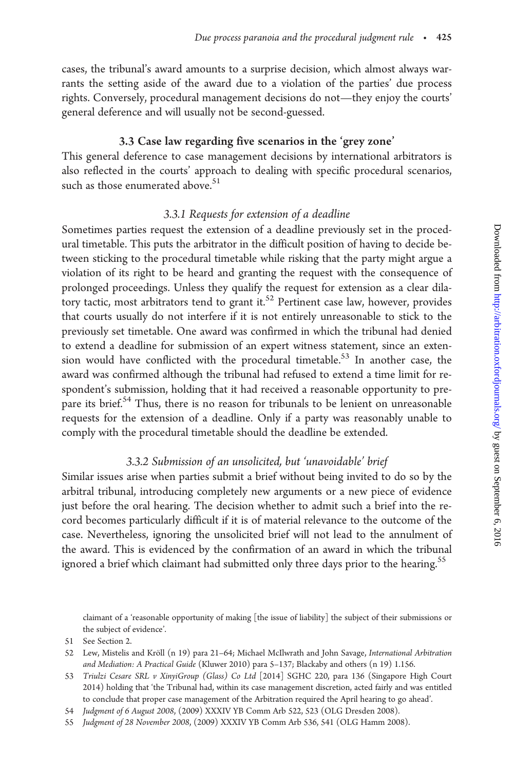cases, the tribunal's award amounts to a surprise decision, which almost always warrants the setting aside of the award due to a violation of the parties' due process rights. Conversely, procedural management decisions do not—they enjoy the courts' general deference and will usually not be second-guessed.

### 3.3 Case law regarding five scenarios in the 'grey zone'

This general deference to case management decisions by international arbitrators is also reflected in the courts' approach to dealing with specific procedural scenarios, such as those enumerated above.[51]

#### *3.3.1 Requests for extension of a deadline*

Sometimes parties request the extension of a deadline previously set in the procedural timetable. This puts the arbitrator in the difficult position of having to decide between sticking to the procedural timetable while risking that the party might argue a violation of its right to be heard and granting the request with the consequence of prolonged proceedings. Unless they qualify the request for extension as a clear dilatory tactic, most arbitrators tend to grant it.[52] Pertinent case law, however, provides that courts usually do not interfere if it is not entirely unreasonable to stick to the previously set timetable. One award was confirmed in which the tribunal had denied to extend a deadline for submission of an expert witness statement, since an extension would have conflicted with the procedural timetable.[53] In another case, the award was confirmed although the tribunal had refused to extend a time limit for respondent's submission, holding that it had received a reasonable opportunity to prepare its brief.[54] Thus, there is no reason for tribunals to be lenient on unreasonable requests for the extension of a deadline. Only if a party was reasonably unable to comply with the procedural timetable should the deadline be extended.

#### *3.3.2 Submission of an unsolicited, but 'unavoidable' brief*

Similar issues arise when parties submit a brief without being invited to do so by the arbitral tribunal, introducing completely new arguments or a new piece of evidence just before the oral hearing. The decision whether to admit such a brief into the record becomes particularly difficult if it is of material relevance to the outcome of the case. Nevertheless, ignoring the unsolicited brief will not lead to the annulment of the award. This is evidenced by the confirmation of an award in which the tribunal ignored a brief which claimant had submitted only three days prior to the hearing.[55]

---

claimant of a 'reasonable opportunity of making [the issue of liability] the subject of their submissions or the subject of evidence'.

51 See Section 2.

52 Lew, Mistelis and Kröll (n 19) para 21–64; Michael McIlwrath and John Savage, *International Arbitration and Mediation: A Practical Guide* (Kluwer 2010) para 5–137; Blackaby and others (n 19) 1.156.

53 *Triulzi Cesare SRL v XinyiGroup (Glass) Co Ltd* [2014] SGHC 220, para 136 (Singapore High Court 2014) holding that 'the Tribunal had, within its case management discretion, acted fairly and was entitled to conclude that proper case management of the Arbitration required the April hearing to go ahead'.

54 *Judgment of 6 August 2008*, (2009) XXXIV YB Comm Arb 522, 523 (OLG Dresden 2008).

55 *Judgment of 28 November 2008*, (2009) XXXIV YB Comm Arb 536, 541 (OLG Hamm 2008).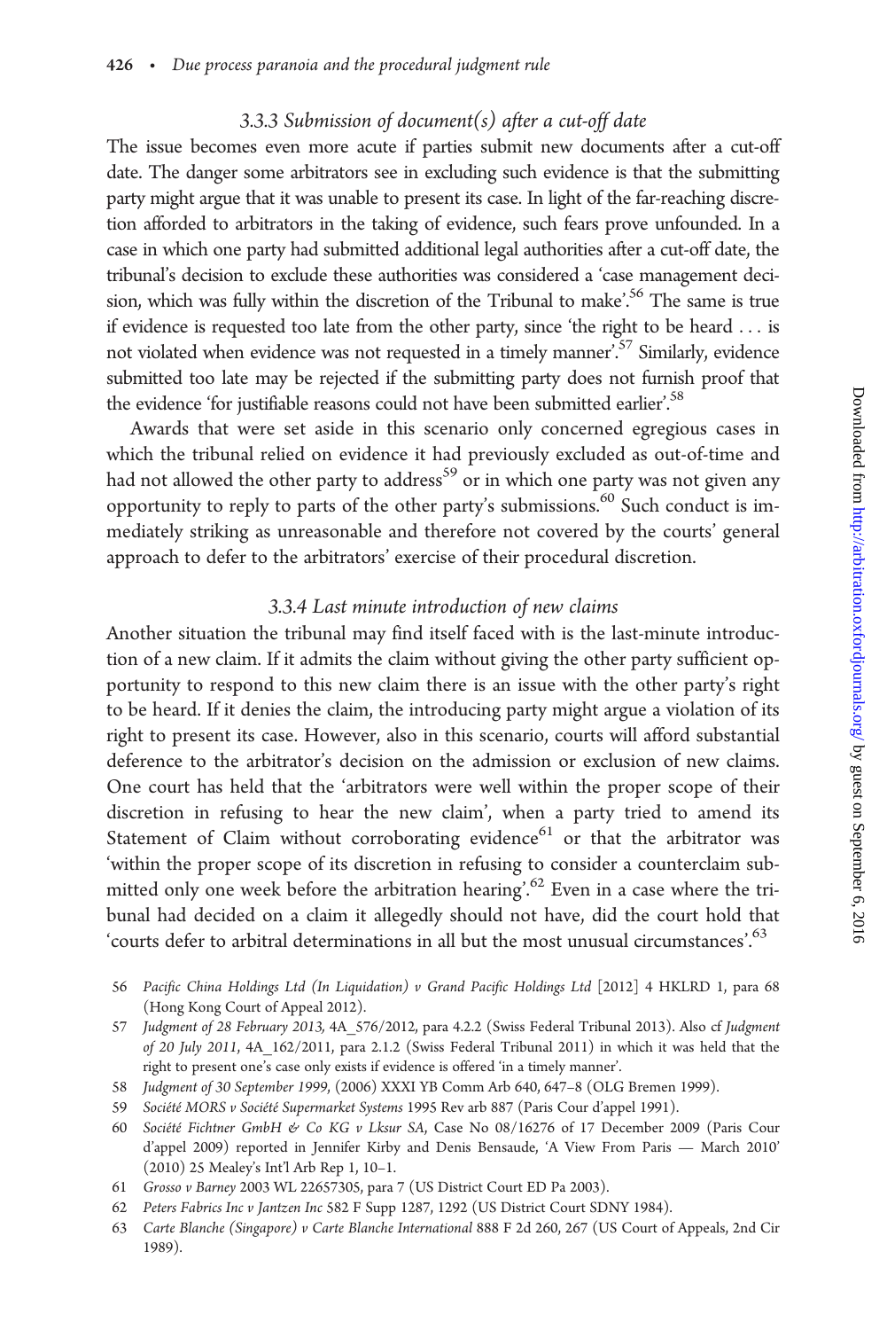### *3.3.3 Submission of document(s) after a cut-off date*

The issue becomes even more acute if parties submit new documents after a cut-off date. The danger some arbitrators see in excluding such evidence is that the submitting party might argue that it was unable to present its case. In light of the far-reaching discretion afforded to arbitrators in the taking of evidence, such fears prove unfounded. In a case in which one party had submitted additional legal authorities after a cut-off date, the tribunal's decision to exclude these authorities was considered a 'case management decision, which was fully within the discretion of the Tribunal to make'.[56] The same is true if evidence is requested too late from the other party, since 'the right to be heard . . . is not violated when evidence was not requested in a timely manner'.[57] Similarly, evidence submitted too late may be rejected if the submitting party does not furnish proof that the evidence 'for justifiable reasons could not have been submitted earlier'.[58]

Awards that were set aside in this scenario only concerned egregious cases in which the tribunal relied on evidence it had previously excluded as out-of-time and had not allowed the other party to address[59] or in which one party was not given any opportunity to reply to parts of the other party's submissions.[60] Such conduct is immediately striking as unreasonable and therefore not covered by the courts' general approach to defer to the arbitrators' exercise of their procedural discretion.

### *3.3.4 Last minute introduction of new claims*

Another situation the tribunal may find itself faced with is the last-minute introduction of a new claim. If it admits the claim without giving the other party sufficient opportunity to respond to this new claim there is an issue with the other party's right to be heard. If it denies the claim, the introducing party might argue a violation of its right to present its case. However, also in this scenario, courts will afford substantial deference to the arbitrator's decision on the admission or exclusion of new claims. One court has held that the 'arbitrators were well within the proper scope of their discretion in refusing to hear the new claim', when a party tried to amend its Statement of Claim without corroborating evidence[61] or that the arbitrator was 'within the proper scope of its discretion in refusing to consider a counterclaim submitted only one week before the arbitration hearing'.[62] Even in a case where the tribunal had decided on a claim it allegedly should not have, did the court hold that 'courts defer to arbitral determinations in all but the most unusual circumstances'.[63]

56 *Pacific China Holdings Ltd (In Liquidation) v Grand Pacific Holdings Ltd* [2012] 4 HKLRD 1, para 68 (Hong Kong Court of Appeal 2012).

57 *Judgment of 28 February 2013*, 4A_576/2012, para 4.2.2 (Swiss Federal Tribunal 2013). Also cf *Judgment of 20 July 2011*, 4A_162/2011, para 2.1.2 (Swiss Federal Tribunal 2011) in which it was held that the right to present one's case only exists if evidence is offered 'in a timely manner'.

58 *Judgment of 30 September 1999*, (2006) XXXI YB Comm Arb 640, 647–8 (OLG Bremen 1999).

59 *Société MORS v Société Supermarket Systems* 1995 Rev arb 887 (Paris Cour d'appel 1991).

60 *Société Fichtner GmbH & Co KG v Lksur SA*, Case No 08/16276 of 17 December 2009 (Paris Cour d'appel 2009) reported in Jennifer Kirby and Denis Bensaude, 'A View From Paris — March 2010' (2010) 25 Mealey's Int'l Arb Rep 1, 10–1.

61 *Grosso v Barney* 2003 WL 22657305, para 7 (US District Court ED Pa 2003).

62 *Peters Fabrics Inc v Jantzen Inc* 582 F Supp 1287, 1292 (US District Court SDNY 1984).

63 *Carte Blanche (Singapore) v Carte Blanche International* 888 F 2d 260, 267 (US Court of Appeals, 2nd Cir 1989).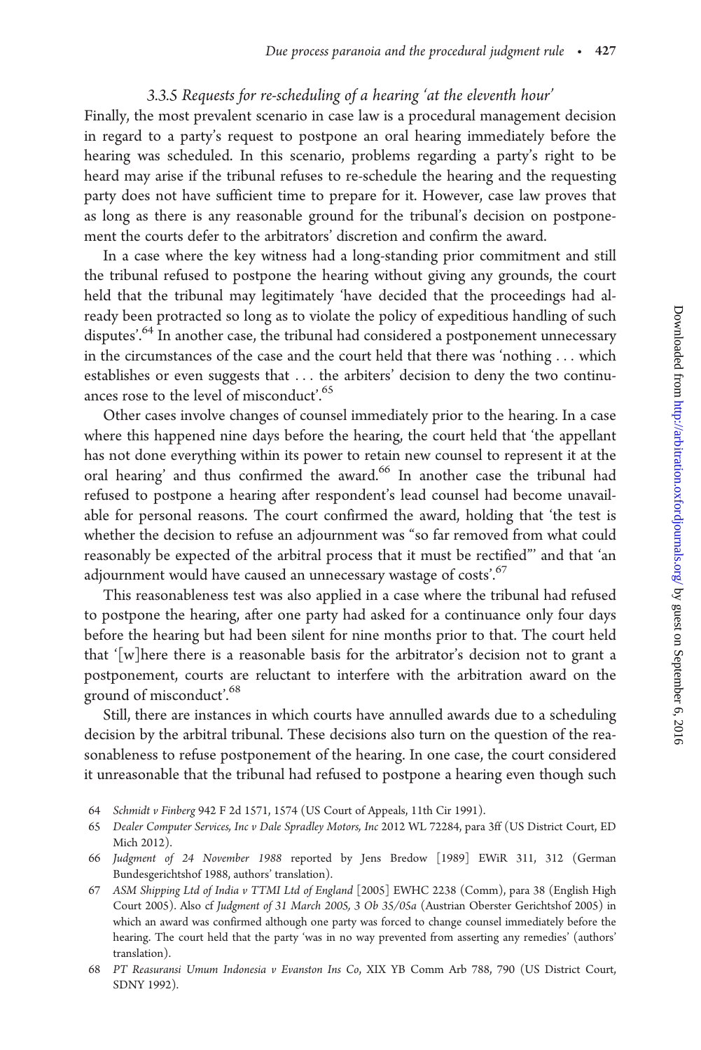### 3.3.5 Requests for re-scheduling of a hearing 'at the eleventh hour'

Finally, the most prevalent scenario in case law is a procedural management decision in regard to a party's request to postpone an oral hearing immediately before the hearing was scheduled. In this scenario, problems regarding a party's right to be heard may arise if the tribunal refuses to re-schedule the hearing and the requesting party does not have sufficient time to prepare for it. However, case law proves that as long as there is any reasonable ground for the tribunal's decision on postponement the courts defer to the arbitrators' discretion and confirm the award.

In a case where the key witness had a long-standing prior commitment and still the tribunal refused to postpone the hearing without giving any grounds, the court held that the tribunal may legitimately 'have decided that the proceedings had already been protracted so long as to violate the policy of expeditious handling of such disputes'.[64] In another case, the tribunal had considered a postponement unnecessary in the circumstances of the case and the court held that there was 'nothing ... which establishes or even suggests that ... the arbiters' decision to deny the two continuances rose to the level of misconduct'.[65]

Other cases involve changes of counsel immediately prior to the hearing. In a case where this happened nine days before the hearing, the court held that 'the appellant has not done everything within its power to retain new counsel to represent it at the oral hearing' and thus confirmed the award.[66] In another case the tribunal had refused to postpone a hearing after respondent's lead counsel had become unavailable for personal reasons. The court confirmed the award, holding that 'the test is whether the decision to refuse an adjournment was "so far removed from what could reasonably be expected of the arbitral process that it must be rectified"' and that 'an adjournment would have caused an unnecessary wastage of costs'.[67]

This reasonableness test was also applied in a case where the tribunal had refused to postpone the hearing, after one party had asked for a continuance only four days before the hearing but had been silent for nine months prior to that. The court held that '[w]here there is a reasonable basis for the arbitrator's decision not to grant a postponement, courts are reluctant to interfere with the arbitration award on the ground of misconduct'.[68]

Still, there are instances in which courts have annulled awards due to a scheduling decision by the arbitral tribunal. These decisions also turn on the question of the reasonableness to refuse postponement of the hearing. In one case, the court considered it unreasonable that the tribunal had refused to postpone a hearing even though such

---

64 *Schmidt v Finberg* 942 F 2d 1571, 1574 (US Court of Appeals, 11th Cir 1991).

65 *Dealer Computer Services, Inc v Dale Spradley Motors, Inc* 2012 WL 72284, para 3ff (US District Court, ED Mich 2012).

66 *Judgment of 24 November 1988* reported by Jens Bredow [1989] EWiR 311, 312 (German Bundesgerichtshof 1988, authors' translation).

67 *ASM Shipping Ltd of India v TTMI Ltd of England* [2005] EWHC 2238 (Comm), para 38 (English High Court 2005). Also cf *Judgment of 31 March 2005, 3 Ob 35/05a* (Austrian Oberster Gerichtshof 2005) in which an award was confirmed although one party was forced to change counsel immediately before the hearing. The court held that the party 'was in no way prevented from asserting any remedies' (authors' translation).

68 *PT Reasuransi Umum Indonesia v Evanston Ins Co*, XIX YB Comm Arb 788, 790 (US District Court, SDNY 1992).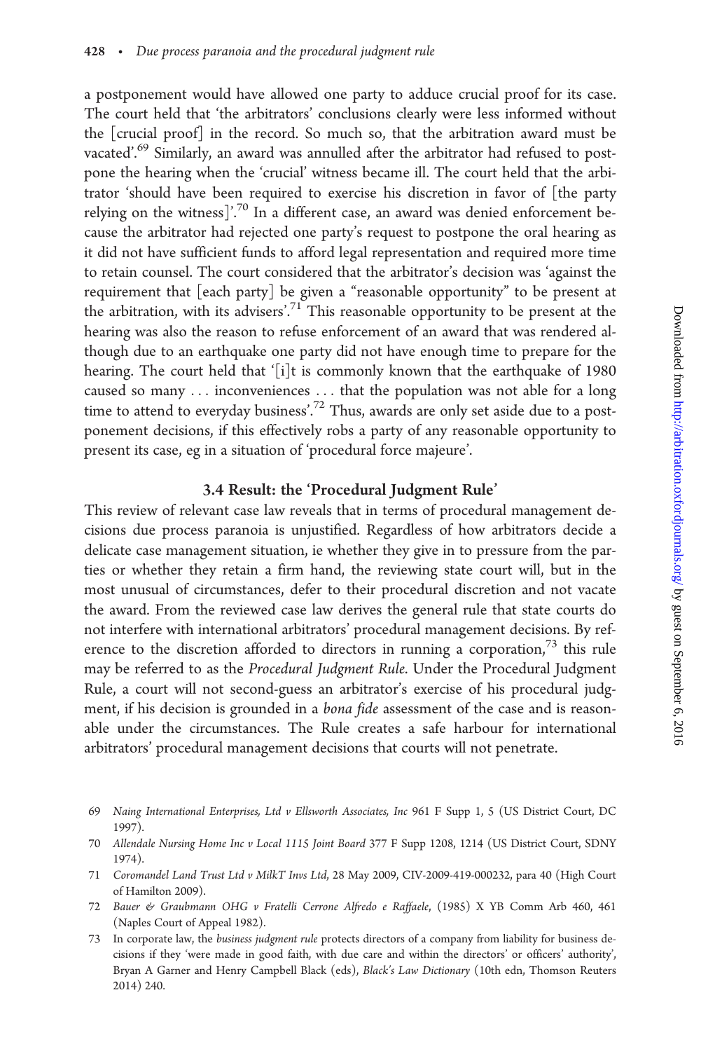a postponement would have allowed one party to adduce crucial proof for its case. The court held that 'the arbitrators' conclusions clearly were less informed without the [crucial proof] in the record. So much so, that the arbitration award must be vacated'.[69] Similarly, an award was annulled after the arbitrator had refused to postpone the hearing when the 'crucial' witness became ill. The court held that the arbitrator 'should have been required to exercise his discretion in favor of [the party relying on the witness]'.[70] In a different case, an award was denied enforcement because the arbitrator had rejected one party's request to postpone the oral hearing as it did not have sufficient funds to afford legal representation and required more time to retain counsel. The court considered that the arbitrator's decision was 'against the requirement that [each party] be given a "reasonable opportunity" to be present at the arbitration, with its advisers'.[71] This reasonable opportunity to be present at the hearing was also the reason to refuse enforcement of an award that was rendered although due to an earthquake one party did not have enough time to prepare for the hearing. The court held that '[i]t is commonly known that the earthquake of 1980 caused so many ... inconveniences ... that the population was not able for a long time to attend to everyday business'.[72] Thus, awards are only set aside due to a postponement decisions, if this effectively robs a party of any reasonable opportunity to present its case, eg in a situation of 'procedural force majeure'.

### 3.4 Result: the 'Procedural Judgment Rule'

This review of relevant case law reveals that in terms of procedural management decisions due process paranoia is unjustified. Regardless of how arbitrators decide a delicate case management situation, ie whether they give in to pressure from the parties or whether they retain a firm hand, the reviewing state court will, but in the most unusual of circumstances, defer to their procedural discretion and not vacate the award. From the reviewed case law derives the general rule that state courts do not interfere with international arbitrators' procedural management decisions. By reference to the discretion afforded to directors in running a corporation,[73] this rule may be referred to as the *Procedural Judgment Rule*. Under the Procedural Judgment Rule, a court will not second-guess an arbitrator's exercise of his procedural judgment, if his decision is grounded in a *bona fide* assessment of the case and is reasonable under the circumstances. The Rule creates a safe harbour for international arbitrators' procedural management decisions that courts will not penetrate.

---

69 *Naing International Enterprises, Ltd v Ellsworth Associates, Inc* 961 F Supp 1, 5 (US District Court, DC 1997).

70 *Allendale Nursing Home Inc v Local 1115 Joint Board* 377 F Supp 1208, 1214 (US District Court, SDNY 1974).

71 *Coromandel Land Trust Ltd v MilkT Invs Ltd*, 28 May 2009, CIV-2009-419-000232, para 40 (High Court of Hamilton 2009).

72 *Bauer & Graubmann OHG v Fratelli Cerrone Alfredo e Raffaele*, (1985) X YB Comm Arb 460, 461 (Naples Court of Appeal 1982).

73 In corporate law, the *business judgment rule* protects directors of a company from liability for business decisions if they 'were made in good faith, with due care and within the directors' or officers' authority', Bryan A Garner and Henry Campbell Black (eds), *Black's Law Dictionary* (10th edn, Thomson Reuters 2014) 240.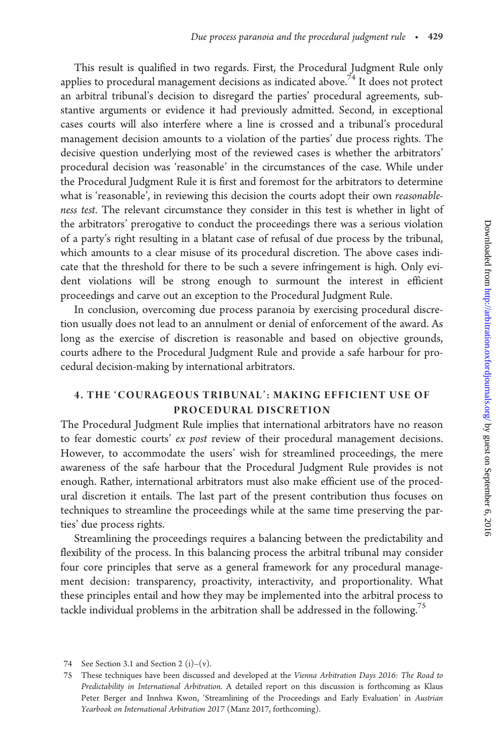This result is qualified in two regards. First, the Procedural Judgment Rule only applies to procedural management decisions as indicated above.[74] It does not protect an arbitral tribunal's decision to disregard the parties' procedural agreements, substantive arguments or evidence it had previously admitted. Second, in exceptional cases courts will also interfere where a line is crossed and a tribunal's procedural management decision amounts to a violation of the parties' due process rights. The decisive question underlying most of the reviewed cases is whether the arbitrators' procedural decision was 'reasonable' in the circumstances of the case. While under the Procedural Judgment Rule it is first and foremost for the arbitrators to determine what is 'reasonable', in reviewing this decision the courts adopt their own *reasonableness test*. The relevant circumstance they consider in this test is whether in light of the arbitrators' prerogative to conduct the proceedings there was a serious violation of a party's right resulting in a blatant case of refusal of due process by the tribunal, which amounts to a clear misuse of its procedural discretion. The above cases indicate that the threshold for there to be such a severe infringement is high. Only evident violations will be strong enough to surmount the interest in efficient proceedings and carve out an exception to the Procedural Judgment Rule.

In conclusion, overcoming due process paranoia by exercising procedural discretion usually does not lead to an annulment or denial of enforcement of the award. As long as the exercise of discretion is reasonable and based on objective grounds, courts adhere to the Procedural Judgment Rule and provide a safe harbour for procedural decision-making by international arbitrators.

## 4. THE 'COURAGEOUS TRIBUNAL': MAKING EFFICIENT USE OF PROCEDURAL DISCRETION

The Procedural Judgment Rule implies that international arbitrators have no reason to fear domestic courts' *ex post* review of their procedural management decisions. However, to accommodate the users' wish for streamlined proceedings, the mere awareness of the safe harbour that the Procedural Judgment Rule provides is not enough. Rather, international arbitrators must also make efficient use of the procedural discretion it entails. The last part of the present contribution thus focuses on techniques to streamline the proceedings while at the same time preserving the parties' due process rights.

Streamlining the proceedings requires a balancing between the predictability and flexibility of the process. In this balancing process the arbitral tribunal may consider four core principles that serve as a general framework for any procedural management decision: transparency, proactivity, interactivity, and proportionality. What these principles entail and how they may be implemented into the arbitral process to tackle individual problems in the arbitration shall be addressed in the following.[75]

74 See Section 3.1 and Section 2 (i)–(v).

75 These techniques have been discussed and developed at the *Vienna Arbitration Days 2016: The Road to Predictability in International Arbitration*. A detailed report on this discussion is forthcoming as Klaus Peter Berger and Innhwa Kwon, 'Streamlining of the Proceedings and Early Evaluation' in *Austrian Yearbook on International Arbitration 2017* (Manz 2017, forthcoming).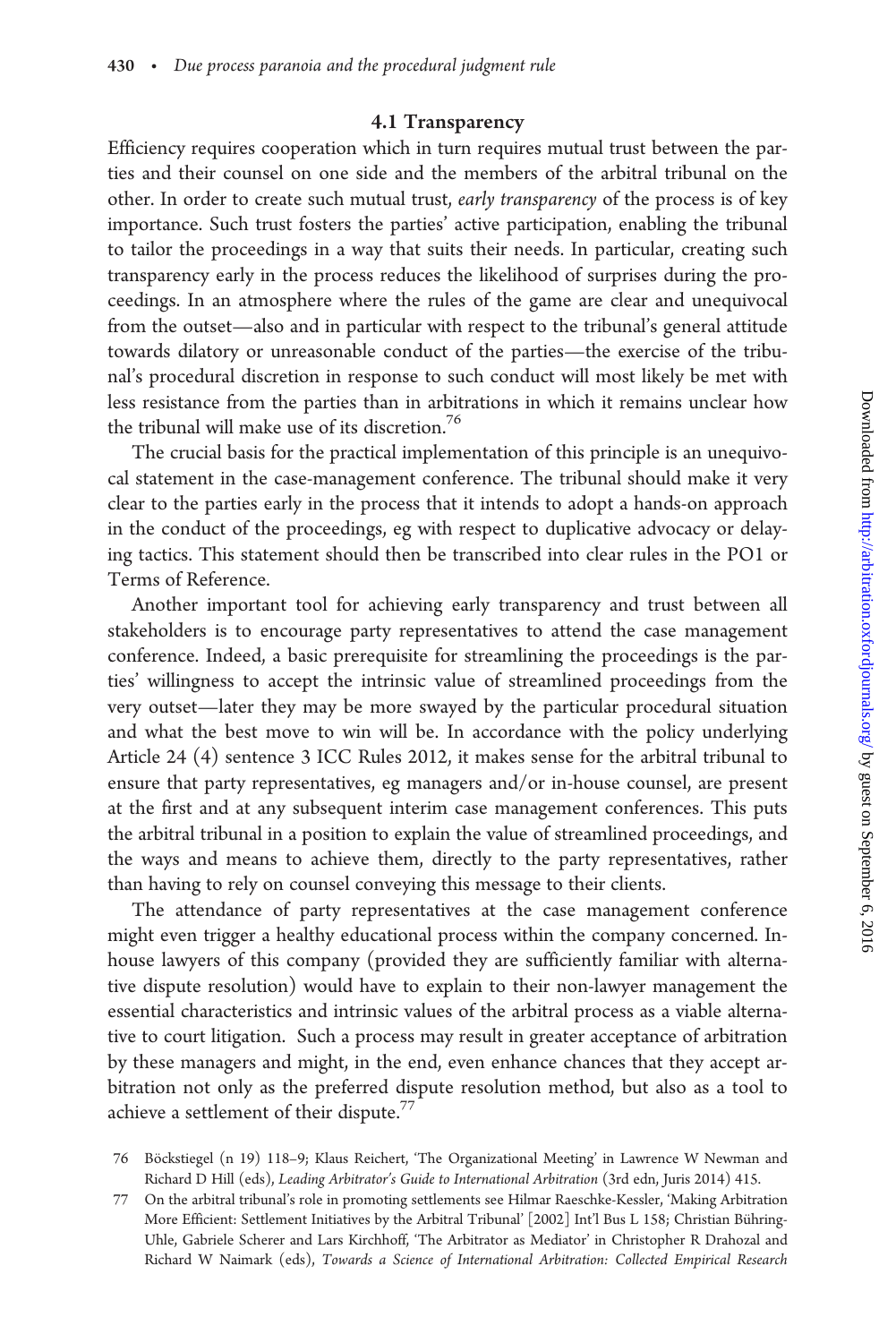### 4.1 Transparency

Efficiency requires cooperation which in turn requires mutual trust between the parties and their counsel on one side and the members of the arbitral tribunal on the other. In order to create such mutual trust, *early transparency* of the process is of key importance. Such trust fosters the parties' active participation, enabling the tribunal to tailor the proceedings in a way that suits their needs. In particular, creating such transparency early in the process reduces the likelihood of surprises during the proceedings. In an atmosphere where the rules of the game are clear and unequivocal from the outset—also and in particular with respect to the tribunal's general attitude towards dilatory or unreasonable conduct of the parties—the exercise of the tribunal's procedural discretion in response to such conduct will most likely be met with less resistance from the parties than in arbitrations in which it remains unclear how the tribunal will make use of its discretion.[76]

The crucial basis for the practical implementation of this principle is an unequivocal statement in the case-management conference. The tribunal should make it very clear to the parties early in the process that it intends to adopt a hands-on approach in the conduct of the proceedings, eg with respect to duplicative advocacy or delaying tactics. This statement should then be transcribed into clear rules in the PO1 or Terms of Reference.

Another important tool for achieving early transparency and trust between all stakeholders is to encourage party representatives to attend the case management conference. Indeed, a basic prerequisite for streamlining the proceedings is the parties' willingness to accept the intrinsic value of streamlined proceedings from the very outset—later they may be more swayed by the particular procedural situation and what the best move to win will be. In accordance with the policy underlying Article 24 (4) sentence 3 ICC Rules 2012, it makes sense for the arbitral tribunal to ensure that party representatives, eg managers and/or in-house counsel, are present at the first and at any subsequent interim case management conferences. This puts the arbitral tribunal in a position to explain the value of streamlined proceedings, and the ways and means to achieve them, directly to the party representatives, rather than having to rely on counsel conveying this message to their clients.

The attendance of party representatives at the case management conference might even trigger a healthy educational process within the company concerned. In-house lawyers of this company (provided they are sufficiently familiar with alternative dispute resolution) would have to explain to their non-lawyer management the essential characteristics and intrinsic values of the arbitral process as a viable alternative to court litigation. Such a process may result in greater acceptance of arbitration by these managers and might, in the end, even enhance chances that they accept arbitration not only as the preferred dispute resolution method, but also as a tool to achieve a settlement of their dispute.[77]

76 Böckstiegel (n 19) 118–9; Klaus Reichert, 'The Organizational Meeting' in Lawrence W Newman and Richard D Hill (eds), *Leading Arbitrator's Guide to International Arbitration* (3rd edn, Juris 2014) 415.

77 On the arbitral tribunal's role in promoting settlements see Hilmar Raeschke-Kessler, 'Making Arbitration More Efficient: Settlement Initiatives by the Arbitral Tribunal' [2002] Int'l Bus L 158; Christian Bühring-Uhle, Gabriele Scherer and Lars Kirchhoff, 'The Arbitrator as Mediator' in Christopher R Drahozal and Richard W Naimark (eds), *Towards a Science of International Arbitration: Collected Empirical Research*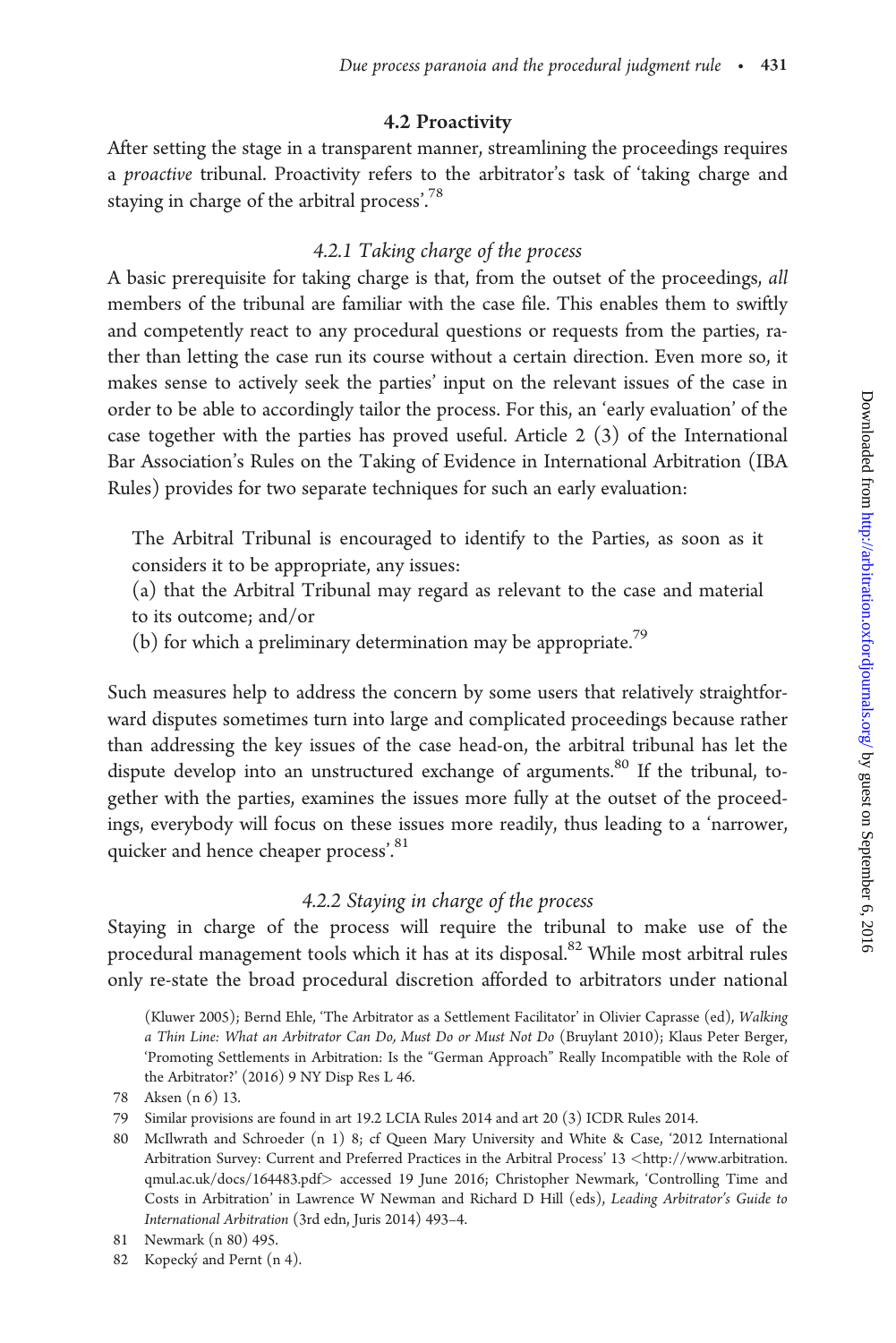### 4.2 Proactivity

After setting the stage in a transparent manner, streamlining the proceedings requires a *proactive* tribunal. Proactivity refers to the arbitrator's task of 'taking charge and staying in charge of the arbitral process'.[78]

#### *4.2.1 Taking charge of the process*

A basic prerequisite for taking charge is that, from the outset of the proceedings, *all* members of the tribunal are familiar with the case file. This enables them to swiftly and competently react to any procedural questions or requests from the parties, rather than letting the case run its course without a certain direction. Even more so, it makes sense to actively seek the parties' input on the relevant issues of the case in order to be able to accordingly tailor the process. For this, an 'early evaluation' of the case together with the parties has proved useful. Article 2 (3) of the International Bar Association's Rules on the Taking of Evidence in International Arbitration (IBA Rules) provides for two separate techniques for such an early evaluation:

> The Arbitral Tribunal is encouraged to identify to the Parties, as soon as it considers it to be appropriate, any issues:
> (a) that the Arbitral Tribunal may regard as relevant to the case and material to its outcome; and/or
> (b) for which a preliminary determination may be appropriate.[79]

Such measures help to address the concern by some users that relatively straightforward disputes sometimes turn into large and complicated proceedings because rather than addressing the key issues of the case head-on, the arbitral tribunal has let the dispute develop into an unstructured exchange of arguments.[80] If the tribunal, together with the parties, examines the issues more fully at the outset of the proceedings, everybody will focus on these issues more readily, thus leading to a 'narrower, quicker and hence cheaper process'.[81]

#### *4.2.2 Staying in charge of the process*

Staying in charge of the process will require the tribunal to make use of the procedural management tools which it has at its disposal.[82] While most arbitral rules only re-state the broad procedural discretion afforded to arbitrators under national

(Kluwer 2005); Bernd Ehle, 'The Arbitrator as a Settlement Facilitator' in Olivier Caprasse (ed), *Walking a Thin Line: What an Arbitrator Can Do, Must Do or Must Not Do* (Bruylant 2010); Klaus Peter Berger, 'Promoting Settlements in Arbitration: Is the "German Approach" Really Incompatible with the Role of the Arbitrator?' (2016) 9 NY Disp Res L 46.

78 Aksen (n 6) 13.

79 Similar provisions are found in art 19.2 LCIA Rules 2014 and art 20 (3) ICDR Rules 2014.

80 McIlwrath and Schroeder (n 1) 8; cf Queen Mary University and White & Case, '2012 International Arbitration Survey: Current and Preferred Practices in the Arbitral Process' 13 <http://www.arbitration.qmul.ac.uk/docs/164483.pdf> accessed 19 June 2016; Christopher Newmark, 'Controlling Time and Costs in Arbitration' in Lawrence W Newman and Richard D Hill (eds), *Leading Arbitrator's Guide to International Arbitration* (3rd edn, Juris 2014) 493–4.

81 Newmark (n 80) 495.

82 Kopecký and Pernt (n 4).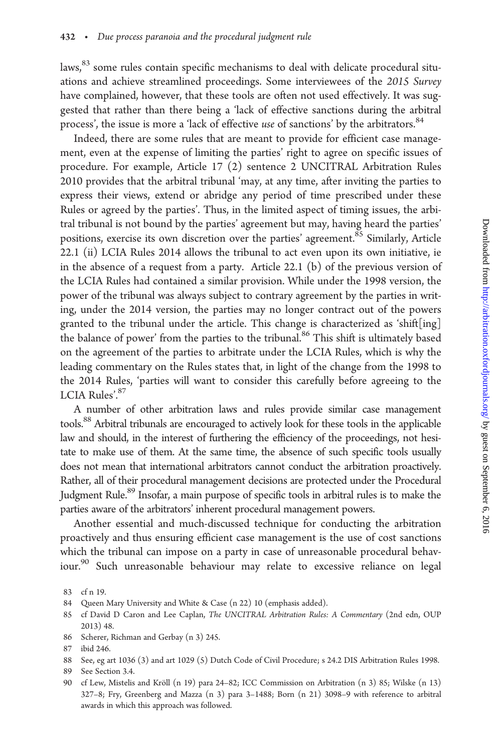laws,[83] some rules contain specific mechanisms to deal with delicate procedural situations and achieve streamlined proceedings. Some interviewees of the *2015 Survey* have complained, however, that these tools are often not used effectively. It was suggested that rather than there being a 'lack of effective sanctions during the arbitral process', the issue is more a 'lack of effective *use* of sanctions' by the arbitrators.[84]

Indeed, there are some rules that are meant to provide for efficient case management, even at the expense of limiting the parties' right to agree on specific issues of procedure. For example, Article 17 (2) sentence 2 UNCITRAL Arbitration Rules 2010 provides that the arbitral tribunal 'may, at any time, after inviting the parties to express their views, extend or abridge any period of time prescribed under these Rules or agreed by the parties'. Thus, in the limited aspect of timing issues, the arbitral tribunal is not bound by the parties' agreement but may, having heard the parties' positions, exercise its own discretion over the parties' agreement.[85] Similarly, Article 22.1 (ii) LCIA Rules 2014 allows the tribunal to act even upon its own initiative, ie in the absence of a request from a party. Article 22.1 (b) of the previous version of the LCIA Rules had contained a similar provision. While under the 1998 version, the power of the tribunal was always subject to contrary agreement by the parties in writing, under the 2014 version, the parties may no longer contract out of the powers granted to the tribunal under the article. This change is characterized as 'shift[ing] the balance of power' from the parties to the tribunal.[86] This shift is ultimately based on the agreement of the parties to arbitrate under the LCIA Rules, which is why the leading commentary on the Rules states that, in light of the change from the 1998 to the 2014 Rules, 'parties will want to consider this carefully before agreeing to the LCIA Rules'.[87]

A number of other arbitration laws and rules provide similar case management tools.[88] Arbitral tribunals are encouraged to actively look for these tools in the applicable law and should, in the interest of furthering the efficiency of the proceedings, not hesitate to make use of them. At the same time, the absence of such specific tools usually does not mean that international arbitrators cannot conduct the arbitration proactively. Rather, all of their procedural management decisions are protected under the Procedural Judgment Rule.[89] Insofar, a main purpose of specific tools in arbitral rules is to make the parties aware of the arbitrators' inherent procedural management powers.

Another essential and much-discussed technique for conducting the arbitration proactively and thus ensuring efficient case management is the use of cost sanctions which the tribunal can impose on a party in case of unreasonable procedural behaviour.[90] Such unreasonable behaviour may relate to excessive reliance on legal

83 cf n 19.

84 Queen Mary University and White & Case (n 22) 10 (emphasis added).

85 cf David D Caron and Lee Caplan, *The UNCITRAL Arbitration Rules: A Commentary* (2nd edn, OUP 2013) 48.

86 Scherer, Richman and Gerbay (n 3) 245.

87 ibid 246.

88 See, eg art 1036 (3) and art 1029 (5) Dutch Code of Civil Procedure; s 24.2 DIS Arbitration Rules 1998.

89 See Section 3.4.

90 cf Lew, Mistelis and Kröll (n 19) para 24–82; ICC Commission on Arbitration (n 3) 85; Wilske (n 13) 327–8; Fry, Greenberg and Mazza (n 3) para 3–1488; Born (n 21) 3098–9 with reference to arbitral awards in which this approach was followed.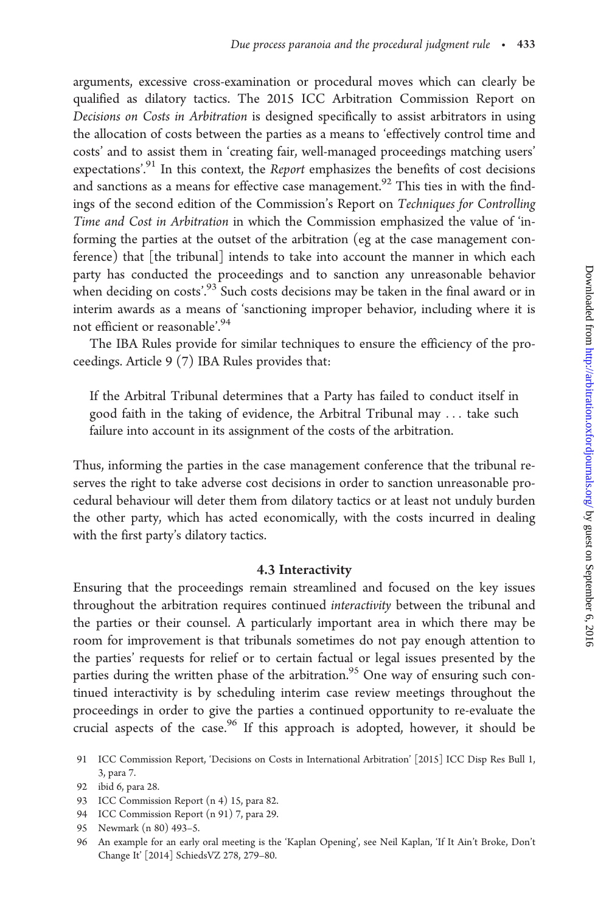arguments, excessive cross-examination or procedural moves which can clearly be qualified as dilatory tactics. The 2015 ICC Arbitration Commission Report on *Decisions on Costs in Arbitration* is designed specifically to assist arbitrators in using the allocation of costs between the parties as a means to 'effectively control time and costs' and to assist them in 'creating fair, well-managed proceedings matching users' expectations'.[91] In this context, the *Report* emphasizes the benefits of cost decisions and sanctions as a means for effective case management.[92] This ties in with the findings of the second edition of the Commission's Report on *Techniques for Controlling Time and Cost in Arbitration* in which the Commission emphasized the value of 'informing the parties at the outset of the arbitration (eg at the case management conference) that [the tribunal] intends to take into account the manner in which each party has conducted the proceedings and to sanction any unreasonable behavior when deciding on costs'.[93] Such costs decisions may be taken in the final award or in interim awards as a means of 'sanctioning improper behavior, including where it is not efficient or reasonable'.[94]

The IBA Rules provide for similar techniques to ensure the efficiency of the proceedings. Article 9 (7) IBA Rules provides that:

> If the Arbitral Tribunal determines that a Party has failed to conduct itself in good faith in the taking of evidence, the Arbitral Tribunal may . . . take such failure into account in its assignment of the costs of the arbitration.

Thus, informing the parties in the case management conference that the tribunal reserves the right to take adverse cost decisions in order to sanction unreasonable procedural behaviour will deter them from dilatory tactics or at least not unduly burden the other party, which has acted economically, with the costs incurred in dealing with the first party's dilatory tactics.

### 4.3 Interactivity

Ensuring that the proceedings remain streamlined and focused on the key issues throughout the arbitration requires continued *interactivity* between the tribunal and the parties or their counsel. A particularly important area in which there may be room for improvement is that tribunals sometimes do not pay enough attention to the parties' requests for relief or to certain factual or legal issues presented by the parties during the written phase of the arbitration.[95] One way of ensuring such continued interactivity is by scheduling interim case review meetings throughout the proceedings in order to give the parties a continued opportunity to re-evaluate the crucial aspects of the case.[96] If this approach is adopted, however, it should be

91 ICC Commission Report, 'Decisions on Costs in International Arbitration' [2015] ICC Disp Res Bull 1, 3, para 7.

92 ibid 6, para 28.

93 ICC Commission Report (n 4) 15, para 82.

94 ICC Commission Report (n 91) 7, para 29.

95 Newmark (n 80) 493–5.

96 An example for an early oral meeting is the 'Kaplan Opening', see Neil Kaplan, 'If It Ain't Broke, Don't Change It' [2014] SchiedsVZ 278, 279–80.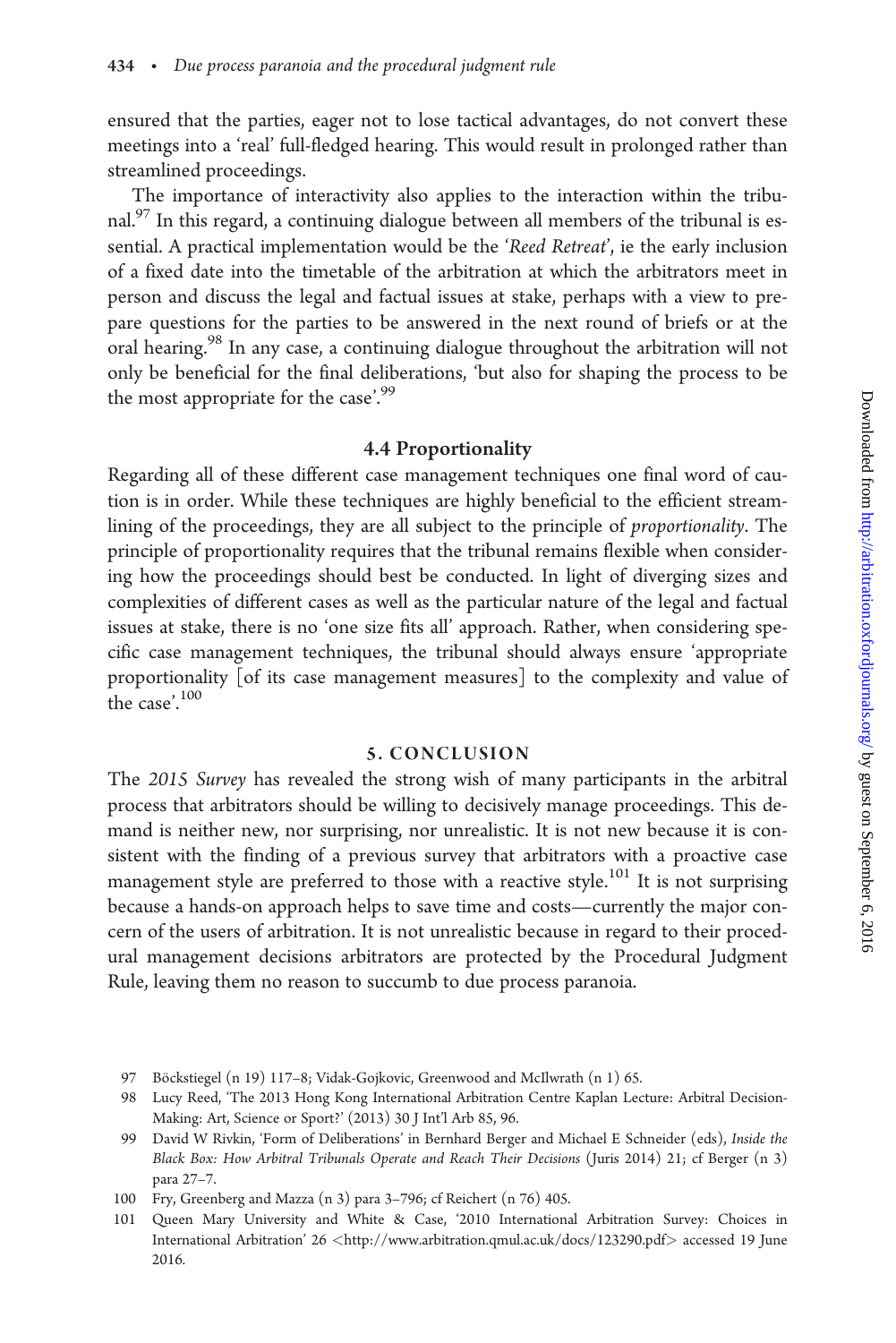ensured that the parties, eager not to lose tactical advantages, do not convert these meetings into a 'real' full-fledged hearing. This would result in prolonged rather than streamlined proceedings.

The importance of interactivity also applies to the interaction within the tribunal.[97] In this regard, a continuing dialogue between all members of the tribunal is essential. A practical implementation would be the '*Reed Retreat*', ie the early inclusion of a fixed date into the timetable of the arbitration at which the arbitrators meet in person and discuss the legal and factual issues at stake, perhaps with a view to prepare questions for the parties to be answered in the next round of briefs or at the oral hearing.[98] In any case, a continuing dialogue throughout the arbitration will not only be beneficial for the final deliberations, 'but also for shaping the process to be the most appropriate for the case'.[99]

### 4.4 Proportionality

Regarding all of these different case management techniques one final word of caution is in order. While these techniques are highly beneficial to the efficient streamlining of the proceedings, they are all subject to the principle of *proportionality*. The principle of proportionality requires that the tribunal remains flexible when considering how the proceedings should best be conducted. In light of diverging sizes and complexities of different cases as well as the particular nature of the legal and factual issues at stake, there is no 'one size fits all' approach. Rather, when considering specific case management techniques, the tribunal should always ensure 'appropriate proportionality [of its case management measures] to the complexity and value of the case'.[100]

## 5. CONCLUSION

The *2015 Survey* has revealed the strong wish of many participants in the arbitral process that arbitrators should be willing to decisively manage proceedings. This demand is neither new, nor surprising, nor unrealistic. It is not new because it is consistent with the finding of a previous survey that arbitrators with a proactive case management style are preferred to those with a reactive style.[101] It is not surprising because a hands-on approach helps to save time and costs—currently the major concern of the users of arbitration. It is not unrealistic because in regard to their procedural management decisions arbitrators are protected by the Procedural Judgment Rule, leaving them no reason to succumb to due process paranoia.

---

97 Böckstiegel (n 19) 117–8; Vidak-Gojkovic, Greenwood and McIlwrath (n 1) 65.

98 Lucy Reed, 'The 2013 Hong Kong International Arbitration Centre Kaplan Lecture: Arbitral Decision-Making: Art, Science or Sport?' (2013) 30 J Int'l Arb 85, 96.

99 David W Rivkin, 'Form of Deliberations' in Bernhard Berger and Michael E Schneider (eds), *Inside the Black Box: How Arbitral Tribunals Operate and Reach Their Decisions* (Juris 2014) 21; cf Berger (n 3) para 27–7.

100 Fry, Greenberg and Mazza (n 3) para 3–796; cf Reichert (n 76) 405.

101 Queen Mary University and White & Case, '2010 International Arbitration Survey: Choices in International Arbitration' 26 <http://www.arbitration.qmul.ac.uk/docs/123290.pdf> accessed 19 June 2016.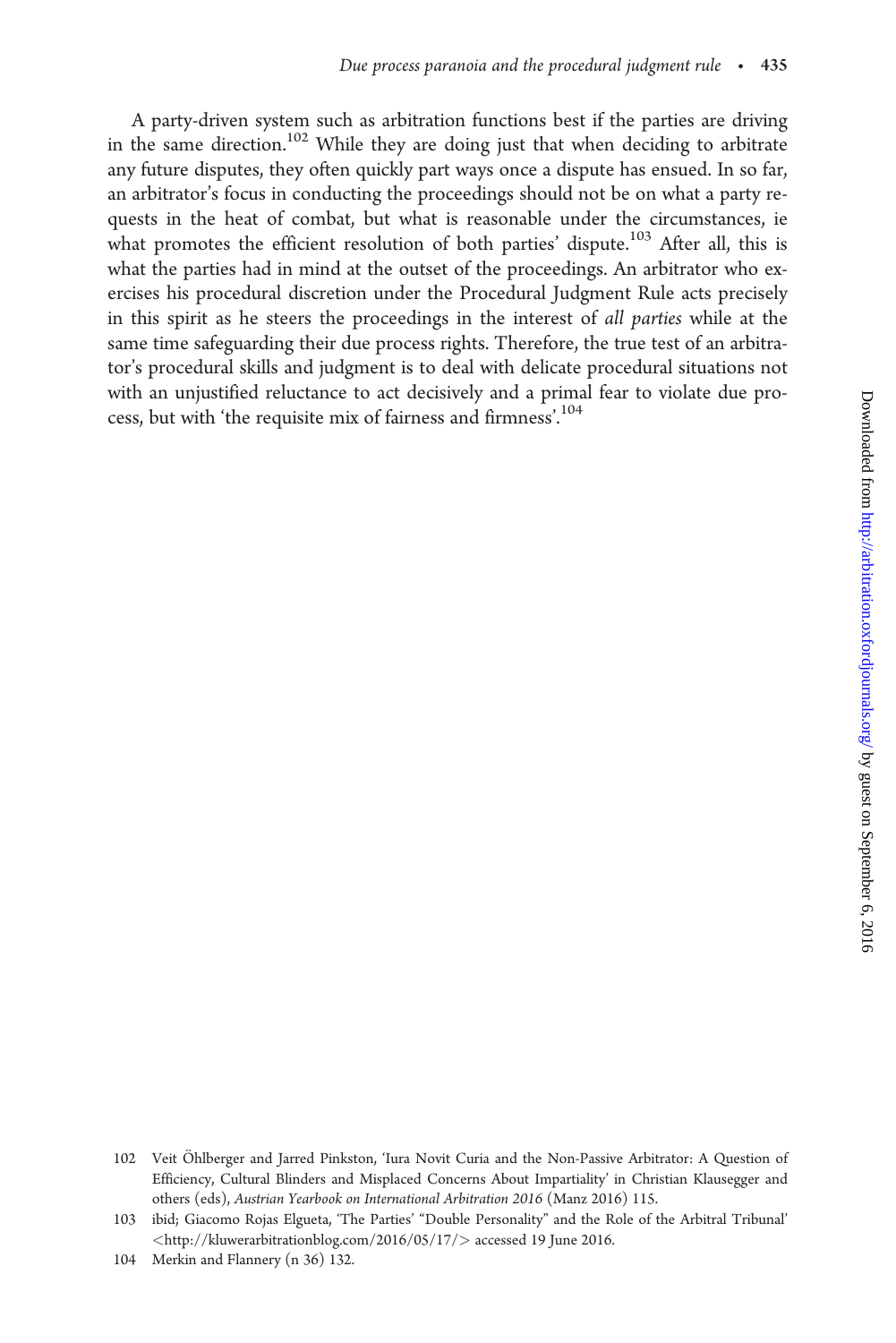A party-driven system such as arbitration functions best if the parties are driving in the same direction.[102] While they are doing just that when deciding to arbitrate any future disputes, they often quickly part ways once a dispute has ensued. In so far, an arbitrator's focus in conducting the proceedings should not be on what a party requests in the heat of combat, but what is reasonable under the circumstances, ie what promotes the efficient resolution of both parties' dispute.[103] After all, this is what the parties had in mind at the outset of the proceedings. An arbitrator who exercises his procedural discretion under the Procedural Judgment Rule acts precisely in this spirit as he steers the proceedings in the interest of *all parties* while at the same time safeguarding their due process rights. Therefore, the true test of an arbitrator's procedural skills and judgment is to deal with delicate procedural situations not with an unjustified reluctance to act decisively and a primal fear to violate due process, but with 'the requisite mix of fairness and firmness'.[104]

102 Veit Öhlberger and Jarred Pinkston, 'Iura Novit Curia and the Non-Passive Arbitrator: A Question of Efficiency, Cultural Blinders and Misplaced Concerns About Impartiality' in Christian Klausegger and others (eds), *Austrian Yearbook on International Arbitration 2016* (Manz 2016) 115.

103 ibid; Giacomo Rojas Elgueta, 'The Parties' "Double Personality" and the Role of the Arbitral Tribunal' <http://kluwerarbitrationblog.com/2016/05/17/> accessed 19 June 2016.

104 Merkin and Flannery (n 36) 132.